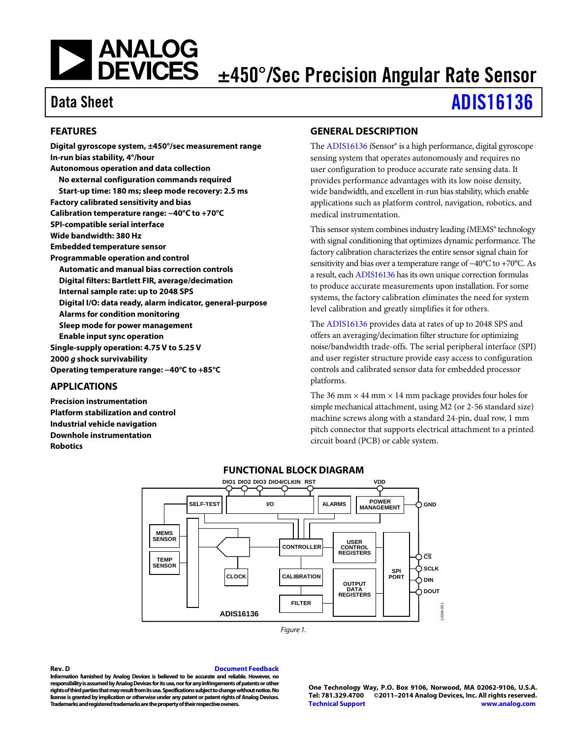# ±450°/Sec Precision Angular Rate Sensor

## Data Sheet — ADIS16136

## FEATURES

**Digital gyroscope system, ±450°/sec measurement range**
**In-run bias stability, 4°/hour**
**Autonomous operation and data collection**
- **No external configuration commands required**
- **Start-up time: 180 ms; sleep mode recovery: 2.5 ms**

**Factory calibrated sensitivity and bias**
**Calibration temperature range: −40°C to +70°C**
**SPI-compatible serial interface**
**Wide bandwidth: 380 Hz**
**Embedded temperature sensor**
**Programmable operation and control**
- **Automatic and manual bias correction controls**
- **Digital filters: Bartlett FIR, average/decimation**
- **Internal sample rate: up to 2048 SPS**
- **Digital I/O: data ready, alarm indicator, general-purpose**
- **Alarms for condition monitoring**
- **Sleep mode for power management**
- **Enable input sync operation**

**Single-supply operation: 4.75 V to 5.25 V**
**2000 *g* shock survivability**
**Operating temperature range: −40°C to +85°C**

## APPLICATIONS

**Precision instrumentation**
**Platform stabilization and control**
**Industrial vehicle navigation**
**Downhole instrumentation**
**Robotics**

## GENERAL DESCRIPTION

The ADIS16136 *i*Sensor® is a high performance, digital gyroscope sensing system that operates autonomously and requires no user configuration to produce accurate rate sensing data. It provides performance advantages with its low noise density, wide bandwidth, and excellent in-run bias stability, which enable applications such as platform control, navigation, robotics, and medical instrumentation.

This sensor system combines industry leading *i*MEMS® technology with signal conditioning that optimizes dynamic performance. The factory calibration characterizes the entire sensor signal chain for sensitivity and bias over a temperature range of −40°C to +70°C. As a result, each ADIS16136 has its own unique correction formulas to produce accurate measurements upon installation. For some systems, the factory calibration eliminates the need for system level calibration and greatly simplifies it for others.

The ADIS16136 provides data at rates of up to 2048 SPS and offers an averaging/decimation filter structure for optimizing noise/bandwidth trade-offs. The serial peripheral interface (SPI) and user register structure provide easy access to configuration controls and calibrated sensor data for embedded processor platforms.

The 36 mm × 44 mm × 14 mm package provides four holes for simple mechanical attachment, using M2 (or 2-56 standard size) machine screws along with a standard 24-pin, dual row, 1 mm pitch connector that supports electrical attachment to a printed circuit board (PCB) or cable system.

## FUNCTIONAL BLOCK DIAGRAM

Figure 1.

**Rev. D**

Information furnished by Analog Devices is believed to be accurate and reliable. However, no responsibility is assumed by Analog Devices for its use, nor for any infringements of patents or other rights of third parties that may result from its use. Specifications subject to change without notice. No license is granted by implication or otherwise under any patent or patent rights of Analog Devices. Trademarks and registered trademarks are the property of their respective owners.

One Technology Way, P.O. Box 9106, Norwood, MA 02062-9106, U.S.A.
Tel: 781.329.4700 ©2011–2014 Analog Devices, Inc. All rights reserved.
Technical Support www.analog.com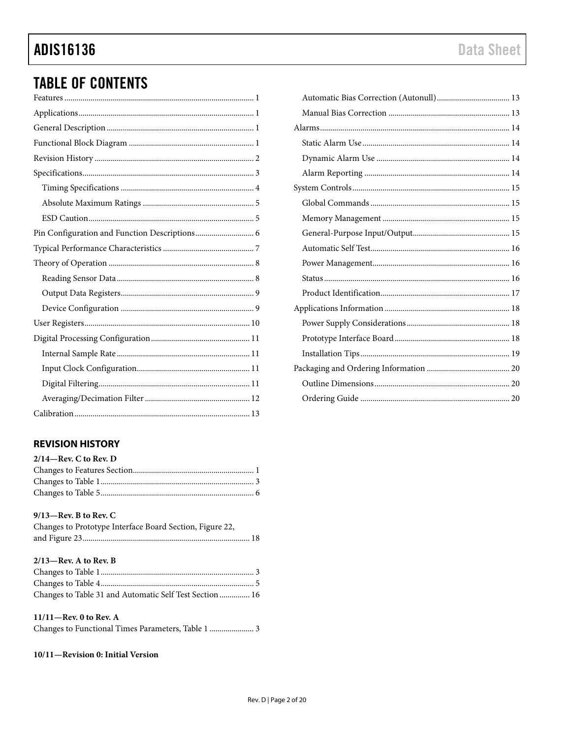## TABLE OF CONTENTS

Features ... 1
Applications ... 1
General Description ... 1
Functional Block Diagram ... 1
Revision History ... 2
Specifications ... 3
- Timing Specifications ... 4
- Absolute Maximum Ratings ... 5
- ESD Caution ... 5

Pin Configuration and Function Descriptions ... 6
Typical Performance Characteristics ... 7
Theory of Operation ... 8
- Reading Sensor Data ... 8
- Output Data Registers ... 9
- Device Configuration ... 9

User Registers ... 10
Digital Processing Configuration ... 11
- Internal Sample Rate ... 11
- Input Clock Configuration ... 11
- Digital Filtering ... 11
- Averaging/Decimation Filter ... 12

Calibration ... 13
- Automatic Bias Correction (Autonull) ... 13
- Manual Bias Correction ... 13

Alarms ... 14
- Static Alarm Use ... 14
- Dynamic Alarm Use ... 14
- Alarm Reporting ... 14

System Controls ... 15
- Global Commands ... 15
- Memory Management ... 15
- General-Purpose Input/Output ... 15
- Automatic Self Test ... 16
- Power Management ... 16
- Status ... 16
- Product Identification ... 17

Applications Information ... 18
- Power Supply Considerations ... 18
- Prototype Interface Board ... 18
- Installation Tips ... 19

Packaging and Ordering Information ... 20
- Outline Dimensions ... 20
- Ordering Guide ... 20

## REVISION HISTORY

**2/14—Rev. C to Rev. D**

Changes to Features Section ... 1
Changes to Table 1 ... 3
Changes to Table 5 ... 6

**9/13—Rev. B to Rev. C**

Changes to Prototype Interface Board Section, Figure 22, and Figure 23 ... 18

**2/13—Rev. A to Rev. B**

Changes to Table 1 ... 3
Changes to Table 4 ... 5
Changes to Table 31 and Automatic Self Test Section ... 16

**11/11—Rev. 0 to Rev. A**

Changes to Functional Times Parameters, Table 1 ... 3

**10/11—Revision 0: Initial Version**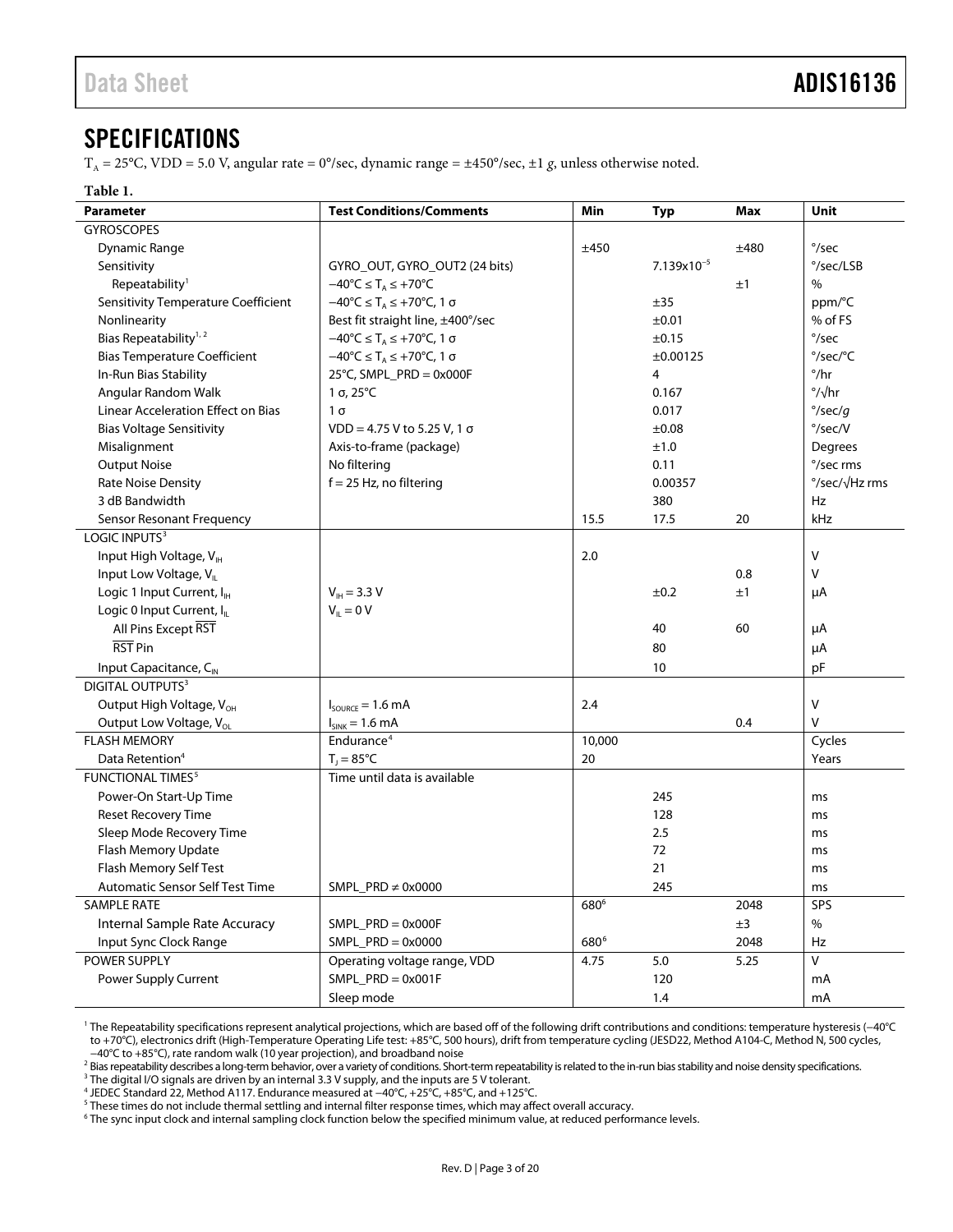## SPECIFICATIONS

$T_A$ = 25°C, VDD = 5.0 V, angular rate = 0°/sec, dynamic range = ±450°/sec, ±1 *g*, unless otherwise noted.

**Table 1.**

| Parameter | Test Conditions/Comments | Min | Typ | Max | Unit |
|---|---|---|---|---|---|
| GYROSCOPES | | | | | |
| Dynamic Range | | ±450 | | ±480 | °/sec |
| Sensitivity | GYRO_OUT, GYRO_OUT2 (24 bits) | | $7.139 \times 10^{-5}$ | | °/sec/LSB |
| Repeatability[1] | −40°C ≤ $T_A$ ≤ +70°C | | | ±1 | % |
| Sensitivity Temperature Coefficient | −40°C ≤ $T_A$ ≤ +70°C, 1 σ | | ±35 | | ppm/°C |
| Nonlinearity | Best fit straight line, ±400°/sec | | ±0.01 | | % of FS |
| Bias Repeatability[1, 2] | −40°C ≤ $T_A$ ≤ +70°C, 1 σ | | ±0.15 | | °/sec |
| Bias Temperature Coefficient | −40°C ≤ $T_A$ ≤ +70°C, 1 σ | | ±0.00125 | | °/sec/°C |
| In-Run Bias Stability | 25°C, SMPL_PRD = 0x000F | | 4 | | °/hr |
| Angular Random Walk | 1 σ, 25°C | | 0.167 | | °/√hr |
| Linear Acceleration Effect on Bias | 1 σ | | 0.017 | | °/sec/*g* |
| Bias Voltage Sensitivity | VDD = 4.75 V to 5.25 V, 1 σ | | ±0.08 | | °/sec/V |
| Misalignment | Axis-to-frame (package) | | ±1.0 | | Degrees |
| Output Noise | No filtering | | 0.11 | | °/sec rms |
| Rate Noise Density | f = 25 Hz, no filtering | | 0.00357 | | °/sec/√Hz rms |
| 3 dB Bandwidth | | | 380 | | Hz |
| Sensor Resonant Frequency | | 15.5 | 17.5 | 20 | kHz |
| LOGIC INPUTS[3] | | | | | |
| Input High Voltage, $V_{IH}$ | | 2.0 | | | V |
| Input Low Voltage, $V_{IL}$ | | | | 0.8 | V |
| Logic 1 Input Current, $I_{IH}$ | $V_{IH}$ = 3.3 V | | ±0.2 | ±1 | μA |
| Logic 0 Input Current, $I_{IL}$ | $V_{IL}$ = 0 V | | | | |
| All Pins Except $\overline{RST}$ | | | 40 | 60 | μA |
| $\overline{RST}$ Pin | | | 80 | | μA |
| Input Capacitance, $C_{IN}$ | | | 10 | | pF |
| DIGITAL OUTPUTS[3] | | | | | |
| Output High Voltage, $V_{OH}$ | $I_{SOURCE}$ = 1.6 mA | 2.4 | | | V |
| Output Low Voltage, $V_{OL}$ | $I_{SINK}$ = 1.6 mA | | | 0.4 | V |
| FLASH MEMORY | Endurance[4] | 10,000 | | | Cycles |
| Data Retention[4] | $T_J$ = 85°C | 20 | | | Years |
| FUNCTIONAL TIMES[5] | Time until data is available | | | | |
| Power-On Start-Up Time | | | 245 | | ms |
| Reset Recovery Time | | | 128 | | ms |
| Sleep Mode Recovery Time | | | 2.5 | | ms |
| Flash Memory Update | | | 72 | | ms |
| Flash Memory Self Test | | | 21 | | ms |
| Automatic Sensor Self Test Time | SMPL_PRD ≠ 0x0000 | | 245 | | ms |
| SAMPLE RATE | | 680[6] | | 2048 | SPS |
| Internal Sample Rate Accuracy | SMPL_PRD = 0x000F | | | ±3 | % |
| Input Sync Clock Range | SMPL_PRD = 0x0000 | 680[6] | | 2048 | Hz |
| POWER SUPPLY | Operating voltage range, VDD | 4.75 | 5.0 | 5.25 | V |
| Power Supply Current | SMPL_PRD = 0x001F | | 120 | | mA |
| | Sleep mode | | 1.4 | | mA |

[1] The Repeatability specifications represent analytical projections, which are based off of the following drift contributions and conditions: temperature hysteresis (−40°C to +70°C), electronics drift (High-Temperature Operating Life test: +85°C, 500 hours), drift from temperature cycling (JESD22, Method A104-C, Method N, 500 cycles, −40°C to +85°C), rate random walk (10 year projection), and broadband noise

[2] Bias repeatability describes a long-term behavior, over a variety of conditions. Short-term repeatability is related to the in-run bias stability and noise density specifications.

[3] The digital I/O signals are driven by an internal 3.3 V supply, and the inputs are 5 V tolerant.

[4] JEDEC Standard 22, Method A117. Endurance measured at −40°C, +25°C, +85°C, and +125°C.

[5] These times do not include thermal settling and internal filter response times, which may affect overall accuracy.

[6] The sync input clock and internal sampling clock function below the specified minimum value, at reduced performance levels.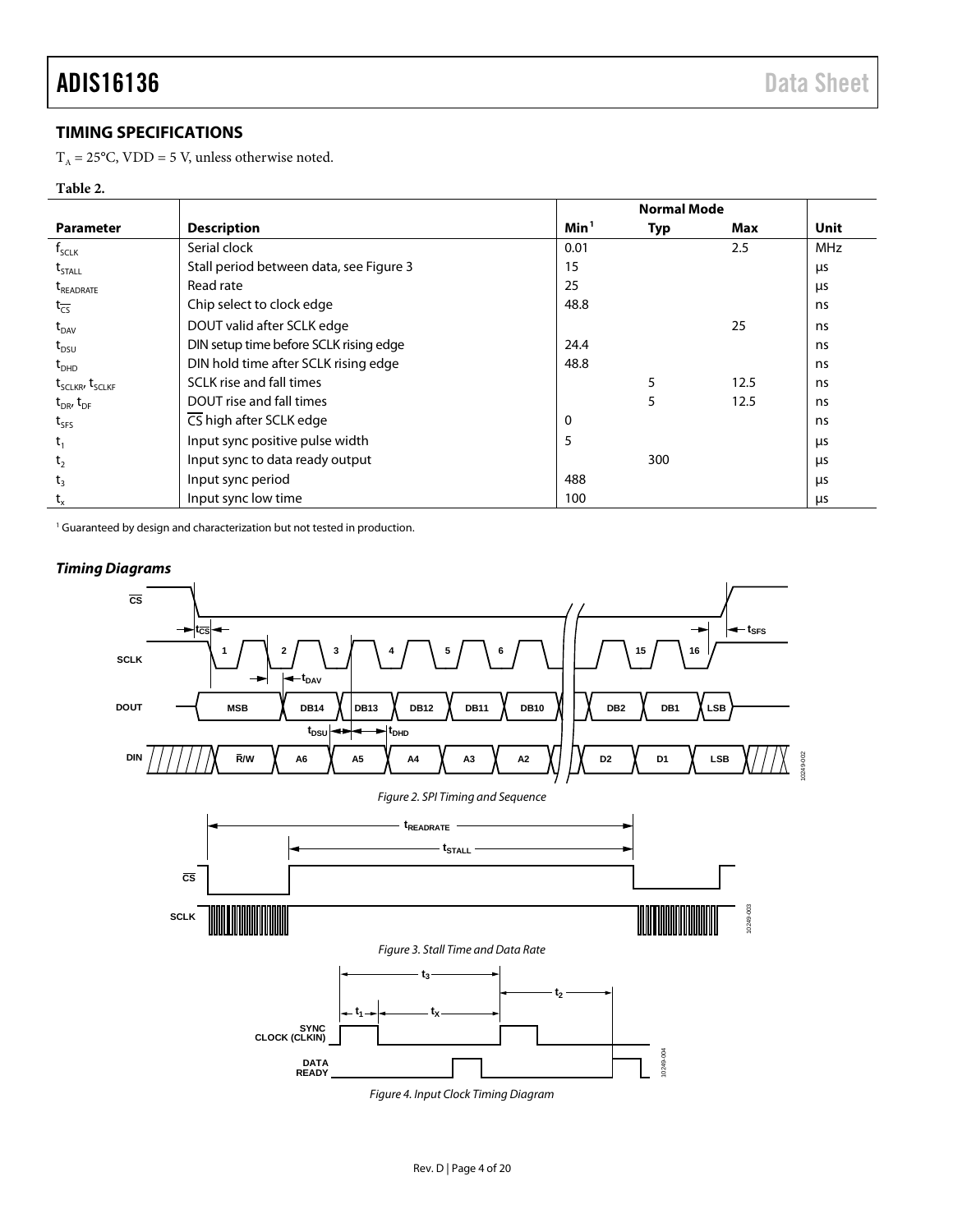## TIMING SPECIFICATIONS

$T_A = 25°C$, VDD = 5 V, unless otherwise noted.

**Table 2.**

| Parameter | Description | Normal Mode | | | Unit |
|---|---|---|---|---|---|
| | | Min[1] | Typ | Max | |
| $f_{SCLK}$ | Serial clock | 0.01 | | 2.5 | MHz |
| $t_{STALL}$ | Stall period between data, see Figure 3 | 15 | | | μs |
| $t_{READRATE}$ | Read rate | 25 | | | μs |
| $t_{\overline{CS}}$ | Chip select to clock edge | 48.8 | | | ns |
| $t_{DAV}$ | DOUT valid after SCLK edge | | | 25 | ns |
| $t_{DSU}$ | DIN setup time before SCLK rising edge | 24.4 | | | ns |
| $t_{DHD}$ | DIN hold time after SCLK rising edge | 48.8 | | | ns |
| $t_{SCLKR}$, $t_{SCLKF}$ | SCLK rise and fall times | | 5 | 12.5 | ns |
| $t_{DR}$, $t_{DF}$ | DOUT rise and fall times | | 5 | 12.5 | ns |
| $t_{SFS}$ | $\overline{CS}$ high after SCLK edge | 0 | | | ns |
| $t_1$ | Input sync positive pulse width | 5 | | | μs |
| $t_2$ | Input sync to data ready output | | 300 | | μs |
| $t_3$ | Input sync period | 488 | | | μs |
| $t_x$ | Input sync low time | 100 | | | μs |

[1] Guaranteed by design and characterization but not tested in production.

### *Timing Diagrams*

*Figure 2. SPI Timing and Sequence*

*Figure 3. Stall Time and Data Rate*

*Figure 4. Input Clock Timing Diagram*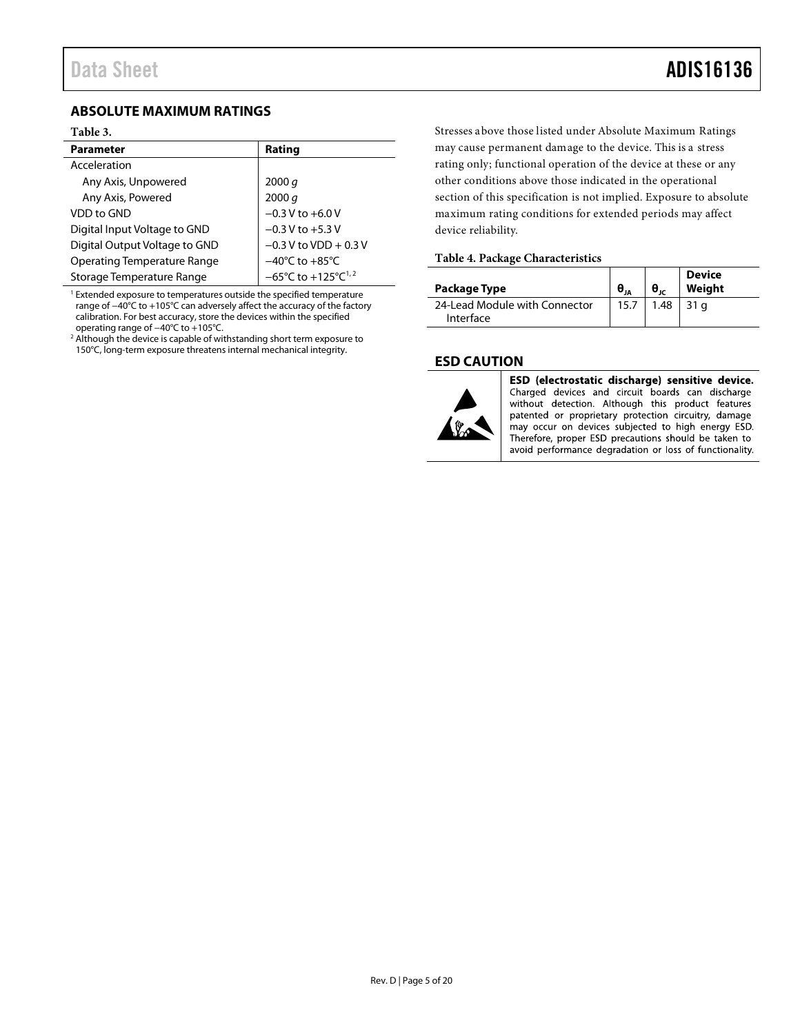## ABSOLUTE MAXIMUM RATINGS

**Table 3.**

| Parameter | Rating |
|---|---|
| Acceleration | |
| Any Axis, Unpowered | 2000 *g* |
| Any Axis, Powered | 2000 *g* |
| VDD to GND | −0.3 V to +6.0 V |
| Digital Input Voltage to GND | −0.3 V to +5.3 V |
| Digital Output Voltage to GND | −0.3 V to VDD + 0.3 V |
| Operating Temperature Range | −40°C to +85°C |
| Storage Temperature Range | −65°C to +125°C[1, 2] |

[1] Extended exposure to temperatures outside the specified temperature range of −40°C to +105°C can adversely affect the accuracy of the factory calibration. For best accuracy, store the devices within the specified operating range of −40°C to +105°C.

[2] Although the device is capable of withstanding short term exposure to 150°C, long-term exposure threatens internal mechanical integrity.

Stresses above those listed under Absolute Maximum Ratings may cause permanent damage to the device. This is a stress rating only; functional operation of the device at these or any other conditions above those indicated in the operational section of this specification is not implied. Exposure to absolute maximum rating conditions for extended periods may affect device reliability.

**Table 4. Package Characteristics**

| Package Type | $\theta_{JA}$ | $\theta_{JC}$ | Device Weight |
|---|---|---|---|
| 24-Lead Module with Connector Interface | 15.7 | 1.48 | 31 g |

## ESD CAUTION

**ESD (electrostatic discharge) sensitive device.** Charged devices and circuit boards can discharge without detection. Although this product features patented or proprietary protection circuitry, damage may occur on devices subjected to high energy ESD. Therefore, proper ESD precautions should be taken to avoid performance degradation or loss of functionality.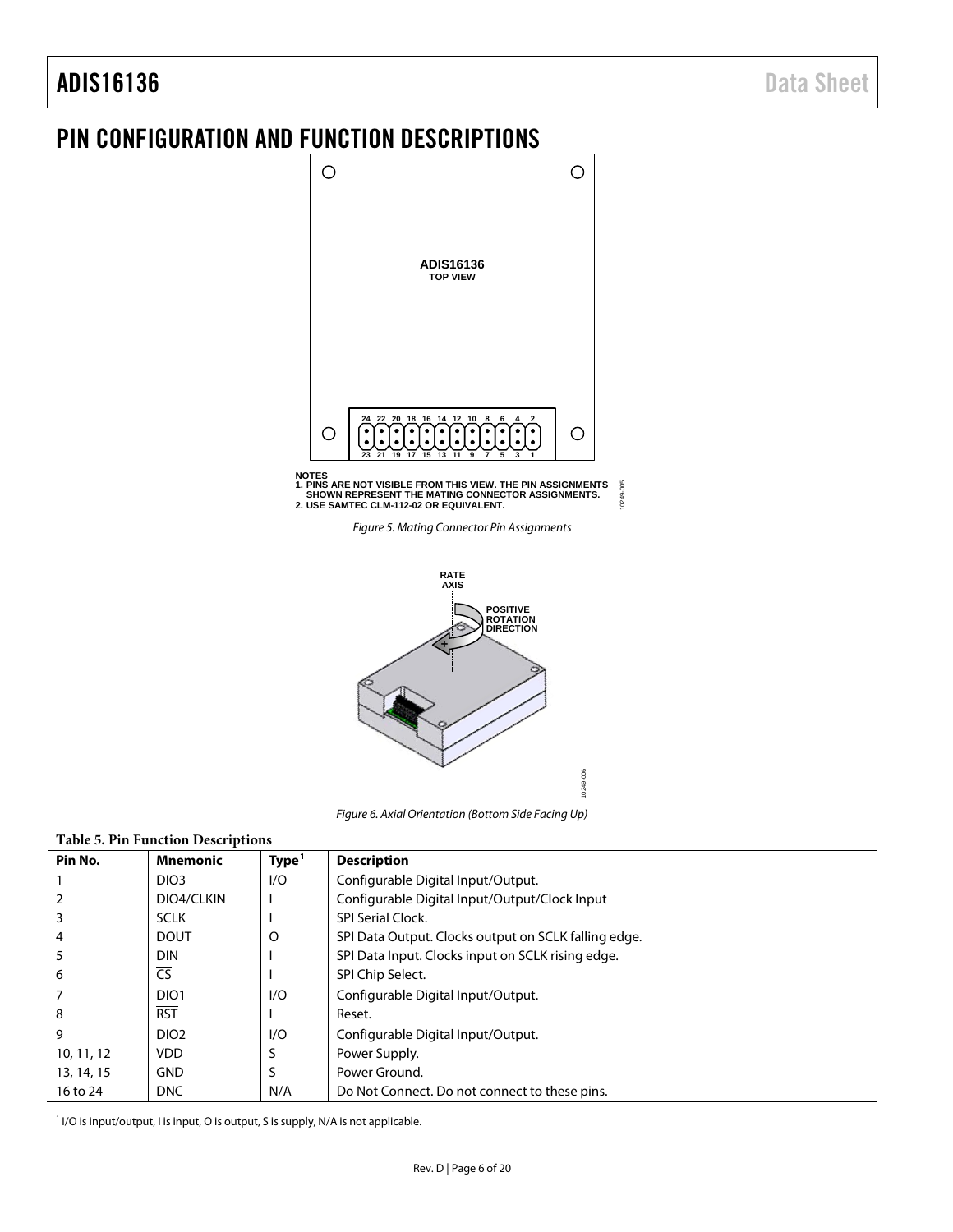# PIN CONFIGURATION AND FUNCTION DESCRIPTIONS

NOTES
1. PINS ARE NOT VISIBLE FROM THIS VIEW. THE PIN ASSIGNMENTS SHOWN REPRESENT THE MATING CONNECTOR ASSIGNMENTS.
2. USE SAMTEC CLM-112-02 OR EQUIVALENT.

*Figure 5. Mating Connector Pin Assignments*

*Figure 6. Axial Orientation (Bottom Side Facing Up)*

**Table 5. Pin Function Descriptions**

| Pin No. | Mnemonic | Type[1] | Description |
|---|---|---|---|
| 1 | DIO3 | I/O | Configurable Digital Input/Output. |
| 2 | DIO4/CLKIN | I | Configurable Digital Input/Output/Clock Input |
| 3 | SCLK | I | SPI Serial Clock. |
| 4 | DOUT | O | SPI Data Output. Clocks output on SCLK falling edge. |
| 5 | DIN | I | SPI Data Input. Clocks input on SCLK rising edge. |
| 6 | $\overline{\text{CS}}$ | I | SPI Chip Select. |
| 7 | DIO1 | I/O | Configurable Digital Input/Output. |
| 8 | $\overline{\text{RST}}$ | I | Reset. |
| 9 | DIO2 | I/O | Configurable Digital Input/Output. |
| 10, 11, 12 | VDD | S | Power Supply. |
| 13, 14, 15 | GND | S | Power Ground. |
| 16 to 24 | DNC | N/A | Do Not Connect. Do not connect to these pins. |

[1] I/O is input/output, I is input, O is output, S is supply, N/A is not applicable.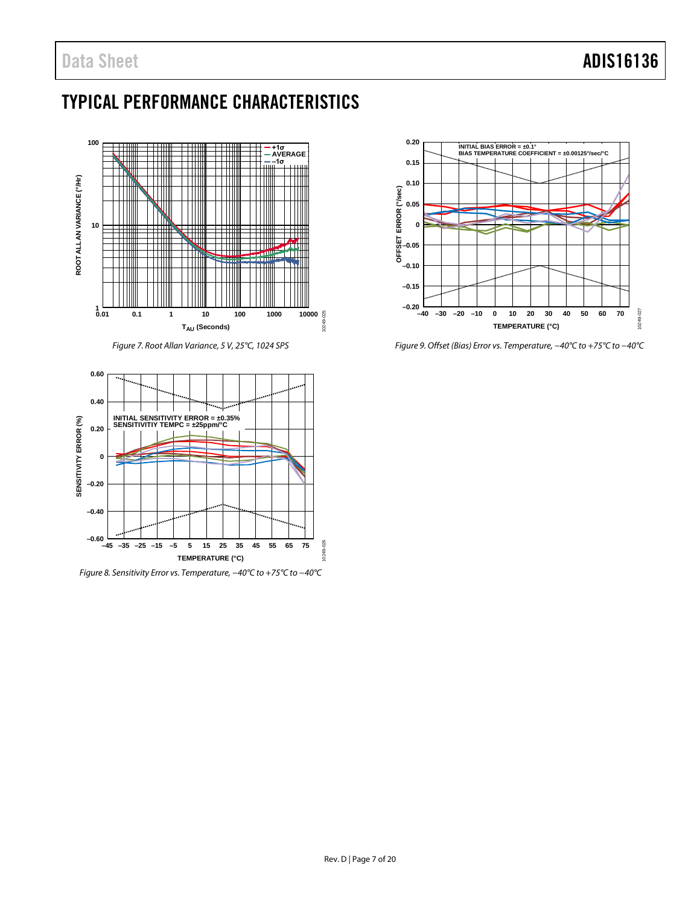## TYPICAL PERFORMANCE CHARACTERISTICS

*Figure 7. Root Allan Variance, 5 V, 25°C, 1024 SPS*

*Figure 8. Sensitivity Error vs. Temperature, −40°C to +75°C to −40°C*

*Figure 9. Offset (Bias) Error vs. Temperature, −40°C to +75°C to −40°C*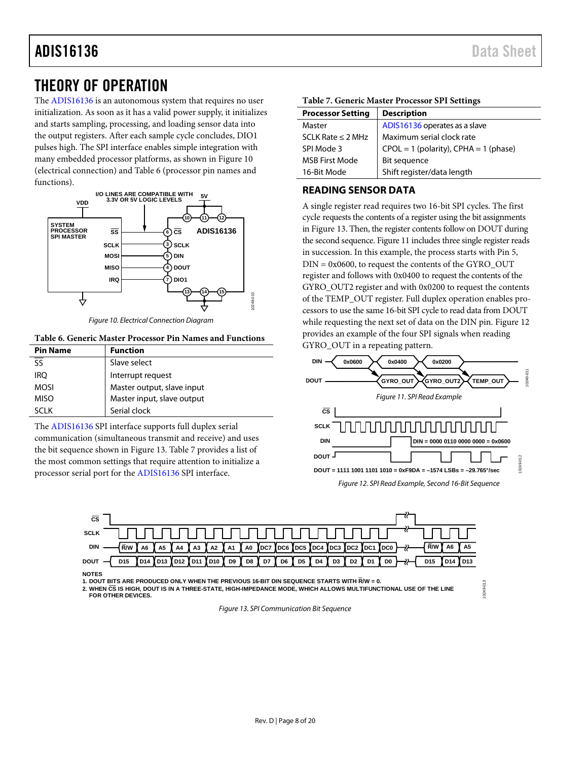# THEORY OF OPERATION

The ADIS16136 is an autonomous system that requires no user initialization. As soon as it has a valid power supply, it initializes and starts sampling, processing, and loading sensor data into the output registers. After each sample cycle concludes, DIO1 pulses high. The SPI interface enables simple integration with many embedded processor platforms, as shown in Figure 10 (electrical connection) and Table 6 (processor pin names and functions).

Figure 10. Electrical Connection Diagram

**Table 6. Generic Master Processor Pin Names and Functions**

| Pin Name | Function |
|---|---|
| $\overline{SS}$ | Slave select |
| IRQ | Interrupt request |
| MOSI | Master output, slave input |
| MISO | Master input, slave output |
| SCLK | Serial clock |

The ADIS16136 SPI interface supports full duplex serial communication (simultaneous transmit and receive) and uses the bit sequence shown in Figure 13. Table 7 provides a list of the most common settings that require attention to initialize a processor serial port for the ADIS16136 SPI interface.

**Table 7. Generic Master Processor SPI Settings**

| Processor Setting | Description |
|---|---|
| Master | ADIS16136 operates as a slave |
| SCLK Rate ≤ 2 MHz | Maximum serial clock rate |
| SPI Mode 3 | CPOL = 1 (polarity), CPHA = 1 (phase) |
| MSB First Mode | Bit sequence |
| 16-Bit Mode | Shift register/data length |

## READING SENSOR DATA

A single register read requires two 16-bit SPI cycles. The first cycle requests the contents of a register using the bit assignments in Figure 13. Then, the register contents follow on DOUT during the second sequence. Figure 11 includes three single register reads in succession. In this example, the process starts with Pin 5, DIN = 0x0600, to request the contents of the GYRO_OUT register and follows with 0x0400 to request the contents of the GYRO_OUT2 register and with 0x0200 to request the contents of the TEMP_OUT register. Full duplex operation enables processors to use the same 16-bit SPI cycle to read data from DOUT while requesting the next set of data on the DIN pin. Figure 12 provides an example of the four SPI signals when reading GYRO_OUT in a repeating pattern.

Figure 11. SPI Read Example

Figure 12. SPI Read Example, Second 16-Bit Sequence

Figure 13. SPI Communication Bit Sequence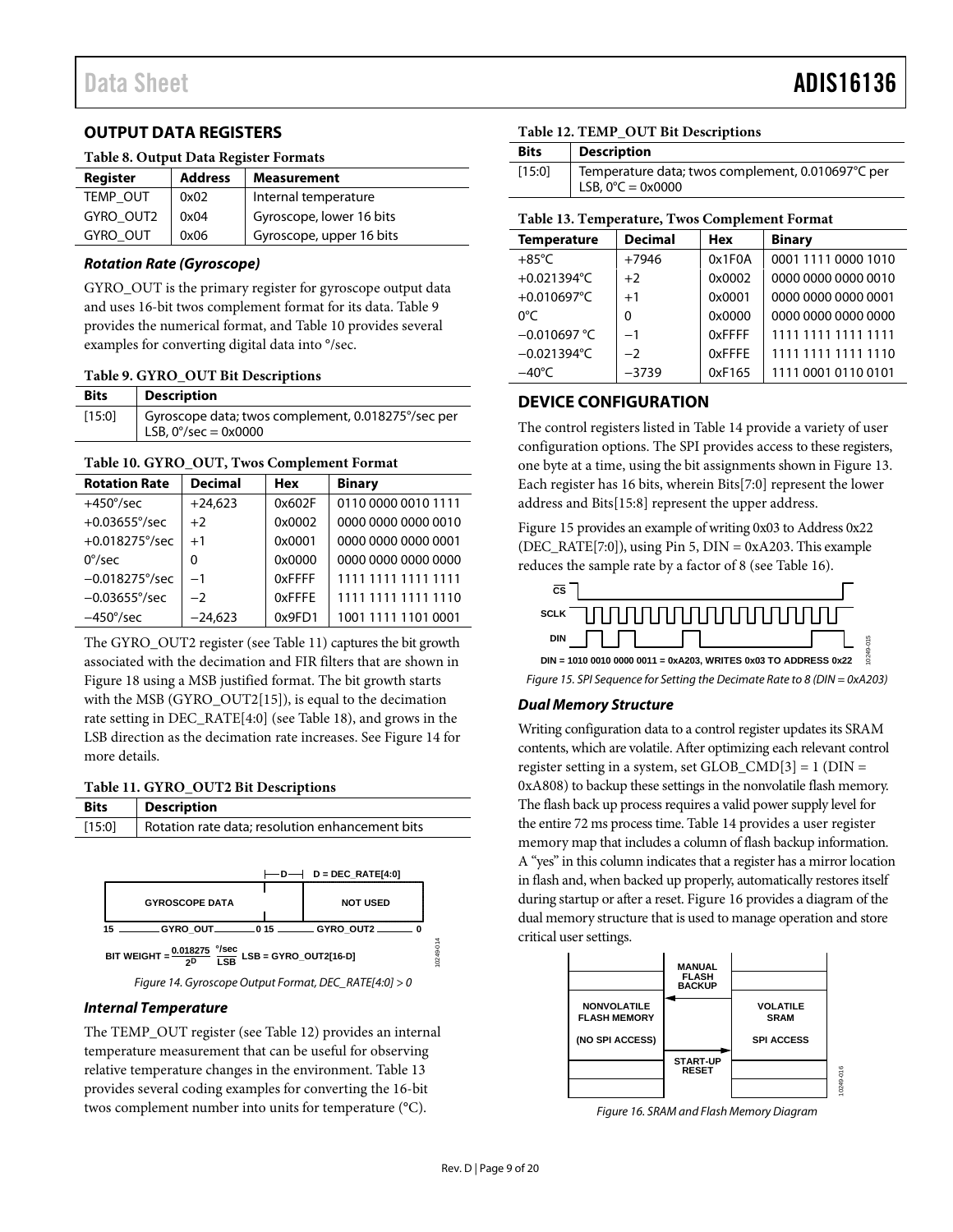## OUTPUT DATA REGISTERS

**Table 8. Output Data Register Formats**

| Register | Address | Measurement |
|---|---|---|
| TEMP_OUT | 0x02 | Internal temperature |
| GYRO_OUT2 | 0x04 | Gyroscope, lower 16 bits |
| GYRO_OUT | 0x06 | Gyroscope, upper 16 bits |

### *Rotation Rate (Gyroscope)*

GYRO_OUT is the primary register for gyroscope output data and uses 16-bit twos complement format for its data. Table 9 provides the numerical format, and Table 10 provides several examples for converting digital data into °/sec.

**Table 9. GYRO_OUT Bit Descriptions**

| Bits | Description |
|---|---|
| [15:0] | Gyroscope data; twos complement, 0.018275°/sec per LSB, 0°/sec = 0x0000 |

**Table 10. GYRO_OUT, Twos Complement Format**

| Rotation Rate | Decimal | Hex | Binary |
|---|---|---|---|
| +450°/sec | +24,623 | 0x602F | 0110 0000 0010 1111 |
| +0.03655°/sec | +2 | 0x0002 | 0000 0000 0000 0010 |
| +0.018275°/sec | +1 | 0x0001 | 0000 0000 0000 0001 |
| 0°/sec | 0 | 0x0000 | 0000 0000 0000 0000 |
| −0.018275°/sec | −1 | 0xFFFF | 1111 1111 1111 1111 |
| −0.03655°/sec | −2 | 0xFFFE | 1111 1111 1111 1110 |
| −450°/sec | −24,623 | 0x9FD1 | 1001 1111 1101 0001 |

The GYRO_OUT2 register (see Table 11) captures the bit growth associated with the decimation and FIR filters that are shown in Figure 18 using a MSB justified format. The bit growth starts with the MSB (GYRO_OUT2[15]), is equal to the decimation rate setting in DEC_RATE[4:0] (see Table 18), and grows in the LSB direction as the decimation rate increases. See Figure 14 for more details.

**Table 11. GYRO_OUT2 Bit Descriptions**

| Bits | Description |
|---|---|
| [15:0] | Rotation rate data; resolution enhancement bits |

D = DEC_RATE[4:0]

GYROSCOPE DATA | NOT USED

15 GYRO_OUT 0 15 GYRO_OUT2 0

$$\text{BIT WEIGHT} = \frac{0.018275}{2^D}\ \frac{°/\text{sec}}{\text{LSB}}\ \ \text{LSB} = \text{GYRO\_OUT2[16-D]}$$

*Figure 14. Gyroscope Output Format, DEC_RATE[4:0] > 0*

### *Internal Temperature*

The TEMP_OUT register (see Table 12) provides an internal temperature measurement that can be useful for observing relative temperature changes in the environment. Table 13 provides several coding examples for converting the 16-bit twos complement number into units for temperature (°C).

**Table 12. TEMP_OUT Bit Descriptions**

| Bits | Description |
|---|---|
| [15:0] | Temperature data; twos complement, 0.010697°C per LSB, 0°C = 0x0000 |

**Table 13. Temperature, Twos Complement Format**

| Temperature | Decimal | Hex | Binary |
|---|---|---|---|
| +85°C | +7946 | 0x1F0A | 0001 1111 0000 1010 |
| +0.021394°C | +2 | 0x0002 | 0000 0000 0000 0010 |
| +0.010697°C | +1 | 0x0001 | 0000 0000 0000 0001 |
| 0°C | 0 | 0x0000 | 0000 0000 0000 0000 |
| −0.010697 °C | −1 | 0xFFFF | 1111 1111 1111 1111 |
| −0.021394°C | −2 | 0xFFFE | 1111 1111 1111 1110 |
| −40°C | −3739 | 0xF165 | 1111 0001 0110 0101 |

## DEVICE CONFIGURATION

The control registers listed in Table 14 provide a variety of user configuration options. The SPI provides access to these registers, one byte at a time, using the bit assignments shown in Figure 13. Each register has 16 bits, wherein Bits[7:0] represent the lower address and Bits[15:8] represent the upper address.

Figure 15 provides an example of writing 0x03 to Address 0x22 (DEC_RATE[7:0]), using Pin 5, DIN = 0xA203. This example reduces the sample rate by a factor of 8 (see Table 16).

CS
SCLK
DIN

DIN = 1010 0010 0000 0011 = 0xA203, WRITES 0x03 TO ADDRESS 0x22

*Figure 15. SPI Sequence for Setting the Decimate Rate to 8 (DIN = 0xA203)*

### *Dual Memory Structure*

Writing configuration data to a control register updates its SRAM contents, which are volatile. After optimizing each relevant control register setting in a system, set GLOB_CMD[3] = 1 (DIN = 0xA808) to backup these settings in the nonvolatile flash memory. The flash back up process requires a valid power supply level for the entire 72 ms process time. Table 14 provides a user register memory map that includes a column of flash backup information. A "yes" in this column indicates that a register has a mirror location in flash and, when backed up properly, automatically restores itself during startup or after a reset. Figure 16 provides a diagram of the dual memory structure that is used to manage operation and store critical user settings.

NONVOLATILE FLASH MEMORY (NO SPI ACCESS) | MANUAL FLASH BACKUP | START-UP RESET | VOLATILE SRAM SPI ACCESS

*Figure 16. SRAM and Flash Memory Diagram*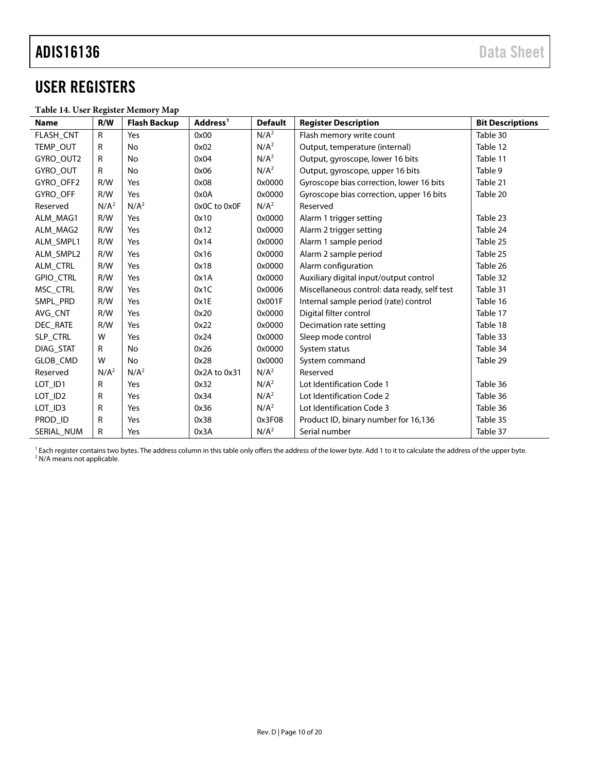## USER REGISTERS

**Table 14. User Register Memory Map**

| Name | R/W | Flash Backup | Address[1] | Default | Register Description | Bit Descriptions |
|---|---|---|---|---|---|---|
| FLASH_CNT | R | Yes | 0x00 | N/A[2] | Flash memory write count | Table 30 |
| TEMP_OUT | R | No | 0x02 | N/A[2] | Output, temperature (internal) | Table 12 |
| GYRO_OUT2 | R | No | 0x04 | N/A[2] | Output, gyroscope, lower 16 bits | Table 11 |
| GYRO_OUT | R | No | 0x06 | N/A[2] | Output, gyroscope, upper 16 bits | Table 9 |
| GYRO_OFF2 | R/W | Yes | 0x08 | 0x0000 | Gyroscope bias correction, lower 16 bits | Table 21 |
| GYRO_OFF | R/W | Yes | 0x0A | 0x0000 | Gyroscope bias correction, upper 16 bits | Table 20 |
| Reserved | N/A[2] | N/A[2] | 0x0C to 0x0F | N/A[2] | Reserved | |
| ALM_MAG1 | R/W | Yes | 0x10 | 0x0000 | Alarm 1 trigger setting | Table 23 |
| ALM_MAG2 | R/W | Yes | 0x12 | 0x0000 | Alarm 2 trigger setting | Table 24 |
| ALM_SMPL1 | R/W | Yes | 0x14 | 0x0000 | Alarm 1 sample period | Table 25 |
| ALM_SMPL2 | R/W | Yes | 0x16 | 0x0000 | Alarm 2 sample period | Table 25 |
| ALM_CTRL | R/W | Yes | 0x18 | 0x0000 | Alarm configuration | Table 26 |
| GPIO_CTRL | R/W | Yes | 0x1A | 0x0000 | Auxiliary digital input/output control | Table 32 |
| MSC_CTRL | R/W | Yes | 0x1C | 0x0006 | Miscellaneous control: data ready, self test | Table 31 |
| SMPL_PRD | R/W | Yes | 0x1E | 0x001F | Internal sample period (rate) control | Table 16 |
| AVG_CNT | R/W | Yes | 0x20 | 0x0000 | Digital filter control | Table 17 |
| DEC_RATE | R/W | Yes | 0x22 | 0x0000 | Decimation rate setting | Table 18 |
| SLP_CTRL | W | Yes | 0x24 | 0x0000 | Sleep mode control | Table 33 |
| DIAG_STAT | R | No | 0x26 | 0x0000 | System status | Table 34 |
| GLOB_CMD | W | No | 0x28 | 0x0000 | System command | Table 29 |
| Reserved | N/A[2] | N/A[2] | 0x2A to 0x31 | N/A[2] | Reserved | |
| LOT_ID1 | R | Yes | 0x32 | N/A[2] | Lot Identification Code 1 | Table 36 |
| LOT_ID2 | R | Yes | 0x34 | N/A[2] | Lot Identification Code 2 | Table 36 |
| LOT_ID3 | R | Yes | 0x36 | N/A[2] | Lot Identification Code 3 | Table 36 |
| PROD_ID | R | Yes | 0x38 | 0x3F08 | Product ID, binary number for 16,136 | Table 35 |
| SERIAL_NUM | R | Yes | 0x3A | N/A[2] | Serial number | Table 37 |

[1] Each register contains two bytes. The address column in this table only offers the address of the lower byte. Add 1 to it to calculate the address of the upper byte.
[2] N/A means not applicable.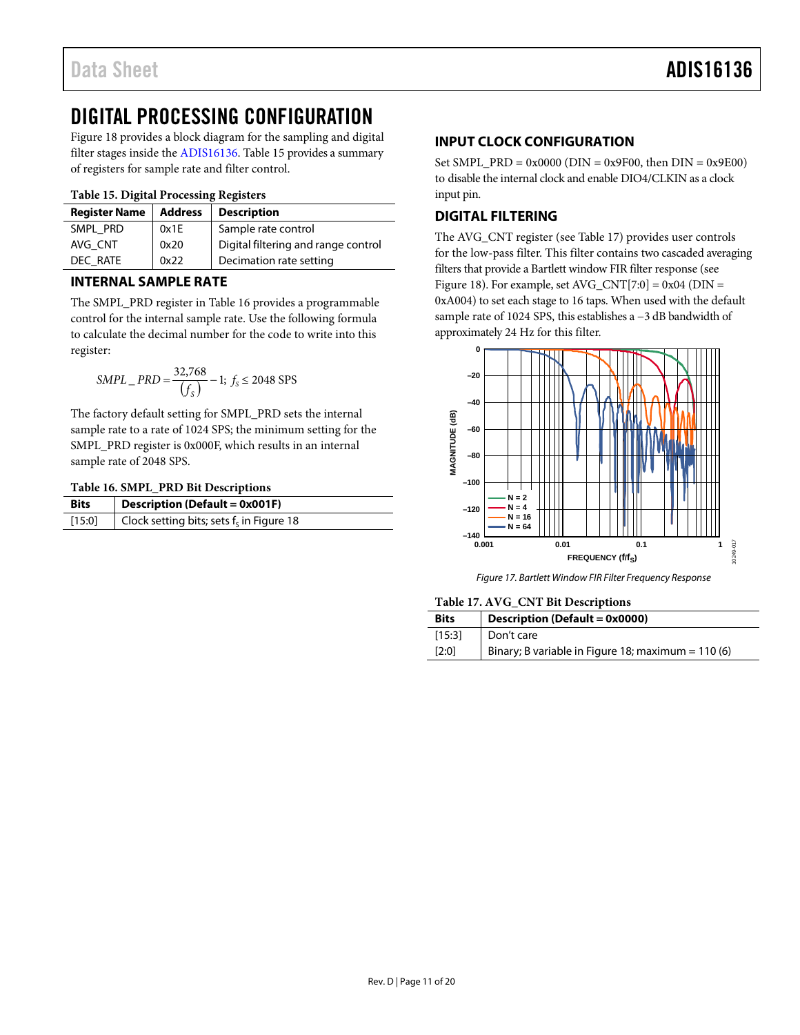# DIGITAL PROCESSING CONFIGURATION

Figure 18 provides a block diagram for the sampling and digital filter stages inside the ADIS16136. Table 15 provides a summary of registers for sample rate and filter control.

**Table 15. Digital Processing Registers**

| Register Name | Address | Description |
|---|---|---|
| SMPL_PRD | 0x1E | Sample rate control |
| AVG_CNT | 0x20 | Digital filtering and range control |
| DEC_RATE | 0x22 | Decimation rate setting |

## INTERNAL SAMPLE RATE

The SMPL_PRD register in Table 16 provides a programmable control for the internal sample rate. Use the following formula to calculate the decimal number for the code to write into this register:

$$SMPL\_PRD = \frac{32{,}768}{(f_S)} - 1;\ f_S \leq 2048 \text{ SPS}$$

The factory default setting for SMPL_PRD sets the internal sample rate to a rate of 1024 SPS; the minimum setting for the SMPL_PRD register is 0x000F, which results in an internal sample rate of 2048 SPS.

**Table 16. SMPL_PRD Bit Descriptions**

| Bits | Description (Default = 0x001F) |
|---|---|
| [15:0] | Clock setting bits; sets $f_S$ in Figure 18 |

## INPUT CLOCK CONFIGURATION

Set SMPL_PRD = 0x0000 (DIN = 0x9F00, then DIN = 0x9E00) to disable the internal clock and enable DIO4/CLKIN as a clock input pin.

## DIGITAL FILTERING

The AVG_CNT register (see Table 17) provides user controls for the low-pass filter. This filter contains two cascaded averaging filters that provide a Bartlett window FIR filter response (see Figure 18). For example, set AVG_CNT[7:0] = 0x04 (DIN = 0xA004) to set each stage to 16 taps. When used with the default sample rate of 1024 SPS, this establishes a −3 dB bandwidth of approximately 24 Hz for this filter.

Figure 17. Bartlett Window FIR Filter Frequency Response

**Table 17. AVG_CNT Bit Descriptions**

| Bits | Description (Default = 0x0000) |
|---|---|
| [15:3] | Don't care |
| [2:0] | Binary; B variable in Figure 18; maximum = 110 (6) |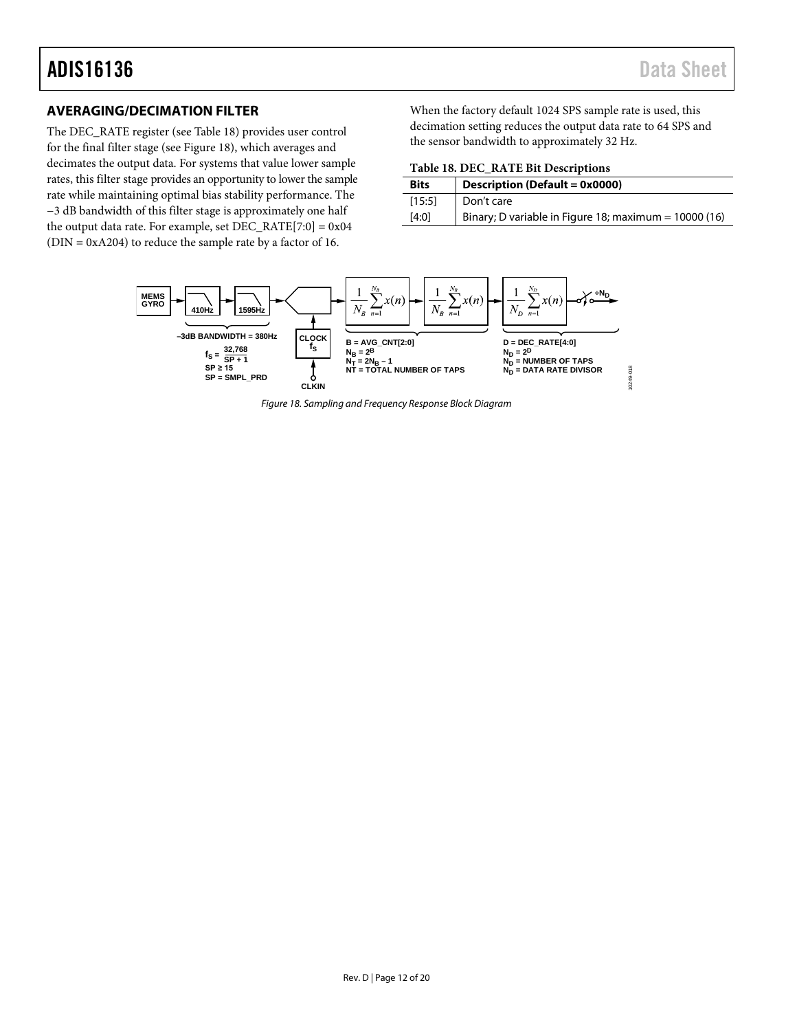## AVERAGING/DECIMATION FILTER

The DEC_RATE register (see Table 18) provides user control for the final filter stage (see Figure 18), which averages and decimates the output data. For systems that value lower sample rates, this filter stage provides an opportunity to lower the sample rate while maintaining optimal bias stability performance. The −3 dB bandwidth of this filter stage is approximately one half the output data rate. For example, set DEC_RATE[7:0] = 0x04 (DIN = 0xA204) to reduce the sample rate by a factor of 16.

When the factory default 1024 SPS sample rate is used, this decimation setting reduces the output data rate to 64 SPS and the sensor bandwidth to approximately 32 Hz.

**Table 18. DEC_RATE Bit Descriptions**

| Bits | Description (Default = 0x0000) |
|---|---|
| [15:5] | Don't care |
| [4:0] | Binary; D variable in Figure 18; maximum = 10000 (16) |

MEMS GYRO → 410Hz → 1595Hz → CLOCK $f_S$ (CLKIN) → $\frac{1}{N_B}\sum_{n=1}^{N_B} x(n)$ → $\frac{1}{N_B}\sum_{n=1}^{N_B} x(n)$ → $\frac{1}{N_D}\sum_{n=1}^{N_D} x(n)$ → $\div N_D$

−3dB BANDWIDTH = 380Hz

$f_S = \frac{32,768}{SP + 1}$

SP ≥ 15

SP = SMPL_PRD

B = AVG_CNT[2:0]

$N_B = 2^B$

$N_T = 2N_B - 1$

NT = TOTAL NUMBER OF TAPS

D = DEC_RATE[4:0]

$N_D = 2^D$

$N_D$ = NUMBER OF TAPS

$N_D$ = DATA RATE DIVISOR

*Figure 18. Sampling and Frequency Response Block Diagram*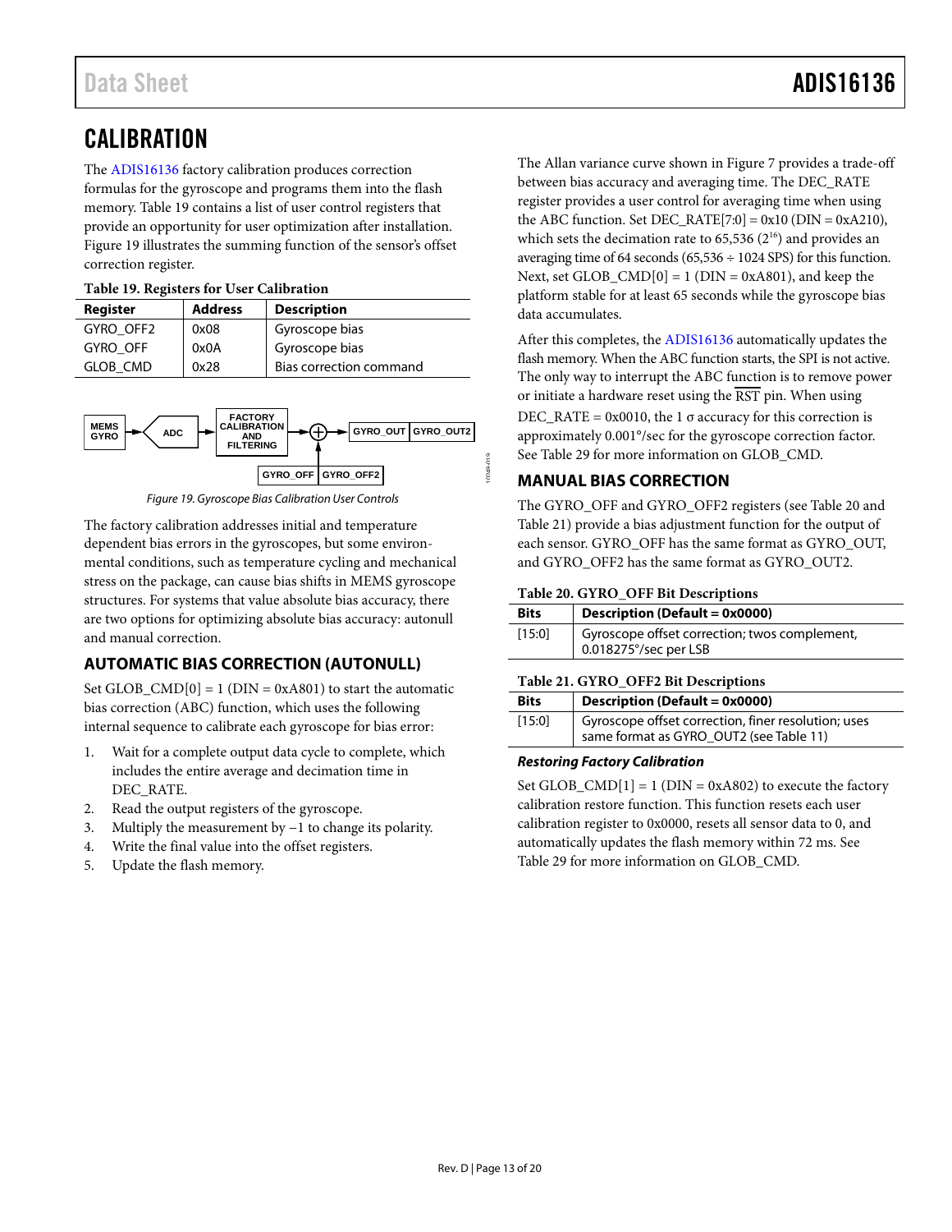# CALIBRATION

The ADIS16136 factory calibration produces correction formulas for the gyroscope and programs them into the flash memory. Table 19 contains a list of user control registers that provide an opportunity for user optimization after installation. Figure 19 illustrates the summing function of the sensor's offset correction register.

**Table 19. Registers for User Calibration**

| Register | Address | Description |
|---|---|---|
| GYRO_OFF2 | 0x08 | Gyroscope bias |
| GYRO_OFF | 0x0A | Gyroscope bias |
| GLOB_CMD | 0x28 | Bias correction command |

*Figure 19. Gyroscope Bias Calibration User Controls*

The factory calibration addresses initial and temperature dependent bias errors in the gyroscopes, but some environmental conditions, such as temperature cycling and mechanical stress on the package, can cause bias shifts in MEMS gyroscope structures. For systems that value absolute bias accuracy, there are two options for optimizing absolute bias accuracy: autonull and manual correction.

## AUTOMATIC BIAS CORRECTION (AUTONULL)

Set GLOB_CMD[0] = 1 (DIN = 0xA801) to start the automatic bias correction (ABC) function, which uses the following internal sequence to calibrate each gyroscope for bias error:

1. Wait for a complete output data cycle to complete, which includes the entire average and decimation time in DEC_RATE.
2. Read the output registers of the gyroscope.
3. Multiply the measurement by −1 to change its polarity.
4. Write the final value into the offset registers.
5. Update the flash memory.

The Allan variance curve shown in Figure 7 provides a trade-off between bias accuracy and averaging time. The DEC_RATE register provides a user control for averaging time when using the ABC function. Set DEC_RATE[7:0] = 0x10 (DIN = 0xA210), which sets the decimation rate to 65,536 ($2^{16}$) and provides an averaging time of 64 seconds (65,536 ÷ 1024 SPS) for this function. Next, set GLOB_CMD[0] = 1 (DIN = 0xA801), and keep the platform stable for at least 65 seconds while the gyroscope bias data accumulates.

After this completes, the ADIS16136 automatically updates the flash memory. When the ABC function starts, the SPI is not active. The only way to interrupt the ABC function is to remove power or initiate a hardware reset using the $\overline{\text{RST}}$ pin. When using DEC_RATE = 0x0010, the 1 σ accuracy for this correction is approximately 0.001°/sec for the gyroscope correction factor. See Table 29 for more information on GLOB_CMD.

## MANUAL BIAS CORRECTION

The GYRO_OFF and GYRO_OFF2 registers (see Table 20 and Table 21) provide a bias adjustment function for the output of each sensor. GYRO_OFF has the same format as GYRO_OUT, and GYRO_OFF2 has the same format as GYRO_OUT2.

**Table 20. GYRO_OFF Bit Descriptions**

| Bits | Description (Default = 0x0000) |
|---|---|
| [15:0] | Gyroscope offset correction; twos complement, 0.018275°/sec per LSB |

**Table 21. GYRO_OFF2 Bit Descriptions**

| Bits | Description (Default = 0x0000) |
|---|---|
| [15:0] | Gyroscope offset correction, finer resolution; uses same format as GYRO_OUT2 (see Table 11) |

### *Restoring Factory Calibration*

Set GLOB_CMD[1] = 1 (DIN = 0xA802) to execute the factory calibration restore function. This function resets each user calibration register to 0x0000, resets all sensor data to 0, and automatically updates the flash memory within 72 ms. See Table 29 for more information on GLOB_CMD.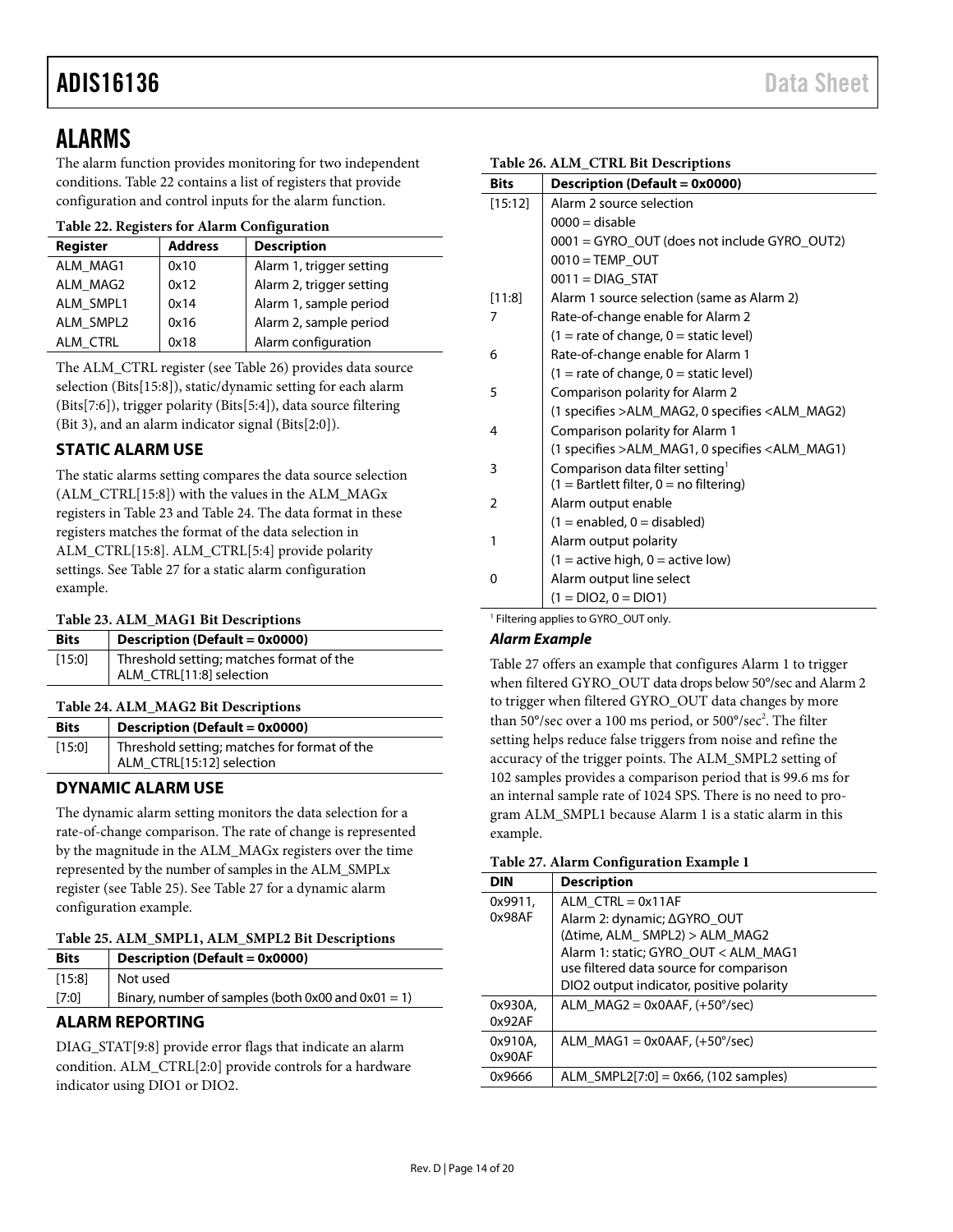# ALARMS

The alarm function provides monitoring for two independent conditions. Table 22 contains a list of registers that provide configuration and control inputs for the alarm function.

**Table 22. Registers for Alarm Configuration**

| Register | Address | Description |
|---|---|---|
| ALM_MAG1 | 0x10 | Alarm 1, trigger setting |
| ALM_MAG2 | 0x12 | Alarm 2, trigger setting |
| ALM_SMPL1 | 0x14 | Alarm 1, sample period |
| ALM_SMPL2 | 0x16 | Alarm 2, sample period |
| ALM_CTRL | 0x18 | Alarm configuration |

The ALM_CTRL register (see Table 26) provides data source selection (Bits[15:8]), static/dynamic setting for each alarm (Bits[7:6]), trigger polarity (Bits[5:4]), data source filtering (Bit 3), and an alarm indicator signal (Bits[2:0]).

## STATIC ALARM USE

The static alarms setting compares the data source selection (ALM_CTRL[15:8]) with the values in the ALM_MAGx registers in Table 23 and Table 24. The data format in these registers matches the format of the data selection in ALM_CTRL[15:8]. ALM_CTRL[5:4] provide polarity settings. See Table 27 for a static alarm configuration example.

**Table 23. ALM_MAG1 Bit Descriptions**

| Bits | Description (Default = 0x0000) |
|---|---|
| [15:0] | Threshold setting; matches format of the ALM_CTRL[11:8] selection |

**Table 24. ALM_MAG2 Bit Descriptions**

| Bits | Description (Default = 0x0000) |
|---|---|
| [15:0] | Threshold setting; matches for format of the ALM_CTRL[15:12] selection |

## DYNAMIC ALARM USE

The dynamic alarm setting monitors the data selection for a rate-of-change comparison. The rate of change is represented by the magnitude in the ALM_MAGx registers over the time represented by the number of samples in the ALM_SMPLx register (see Table 25). See Table 27 for a dynamic alarm configuration example.

**Table 25. ALM_SMPL1, ALM_SMPL2 Bit Descriptions**

| Bits | Description (Default = 0x0000) |
|---|---|
| [15:8] | Not used |
| [7:0] | Binary, number of samples (both 0x00 and 0x01 = 1) |

## ALARM REPORTING

DIAG_STAT[9:8] provide error flags that indicate an alarm condition. ALM_CTRL[2:0] provide controls for a hardware indicator using DIO1 or DIO2.

**Table 26. ALM_CTRL Bit Descriptions**

| Bits | Description (Default = 0x0000) |
|---|---|
| [15:12] | Alarm 2 source selection |
| | 0000 = disable |
| | 0001 = GYRO_OUT (does not include GYRO_OUT2) |
| | 0010 = TEMP_OUT |
| | 0011 = DIAG_STAT |
| [11:8] | Alarm 1 source selection (same as Alarm 2) |
| 7 | Rate-of-change enable for Alarm 2 |
| | (1 = rate of change, 0 = static level) |
| 6 | Rate-of-change enable for Alarm 1 |
| | (1 = rate of change, 0 = static level) |
| 5 | Comparison polarity for Alarm 2 |
| | (1 specifies >ALM_MAG2, 0 specifies <ALM_MAG2) |
| 4 | Comparison polarity for Alarm 1 |
| | (1 specifies >ALM_MAG1, 0 specifies <ALM_MAG1) |
| 3 | Comparison data filter setting[1] (1 = Bartlett filter, 0 = no filtering) |
| 2 | Alarm output enable |
| | (1 = enabled, 0 = disabled) |
| 1 | Alarm output polarity |
| | (1 = active high, 0 = active low) |
| 0 | Alarm output line select |
| | (1 = DIO2, 0 = DIO1) |

[1] Filtering applies to GYRO_OUT only.

### *Alarm Example*

Table 27 offers an example that configures Alarm 1 to trigger when filtered GYRO_OUT data drops below 50°/sec and Alarm 2 to trigger when filtered GYRO_OUT data changes by more than 50°/sec over a 100 ms period, or 500°/sec$^2$. The filter setting helps reduce false triggers from noise and refine the accuracy of the trigger points. The ALM_SMPL2 setting of 102 samples provides a comparison period that is 99.6 ms for an internal sample rate of 1024 SPS. There is no need to program ALM_SMPL1 because Alarm 1 is a static alarm in this example.

**Table 27. Alarm Configuration Example 1**

| DIN | Description |
|---|---|
| 0x9911, 0x98AF | ALM_CTRL = 0x11AF<br>Alarm 2: dynamic; ΔGYRO_OUT (Δtime, ALM_ SMPL2) > ALM_MAG2<br>Alarm 1: static; GYRO_OUT < ALM_MAG1<br>use filtered data source for comparison<br>DIO2 output indicator, positive polarity |
| 0x930A, 0x92AF | ALM_MAG2 = 0x0AAF, (+50°/sec) |
| 0x910A, 0x90AF | ALM_MAG1 = 0x0AAF, (+50°/sec) |
| 0x9666 | ALM_SMPL2[7:0] = 0x66, (102 samples) |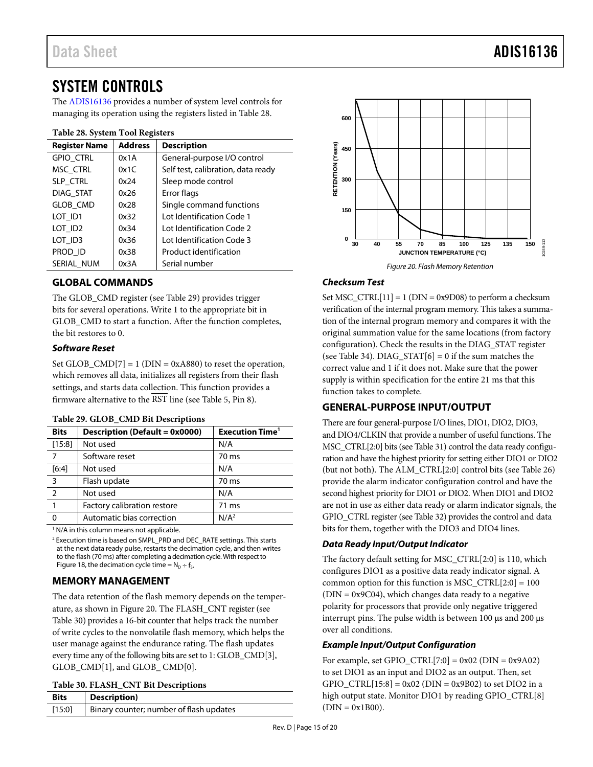# SYSTEM CONTROLS

The ADIS16136 provides a number of system level controls for managing its operation using the registers listed in Table 28.

**Table 28. System Tool Registers**

| Register Name | Address | Description |
|---|---|---|
| GPIO_CTRL | 0x1A | General-purpose I/O control |
| MSC_CTRL | 0x1C | Self test, calibration, data ready |
| SLP_CTRL | 0x24 | Sleep mode control |
| DIAG_STAT | 0x26 | Error flags |
| GLOB_CMD | 0x28 | Single command functions |
| LOT_ID1 | 0x32 | Lot Identification Code 1 |
| LOT_ID2 | 0x34 | Lot Identification Code 2 |
| LOT_ID3 | 0x36 | Lot Identification Code 3 |
| PROD_ID | 0x38 | Product identification |
| SERIAL_NUM | 0x3A | Serial number |

## GLOBAL COMMANDS

The GLOB_CMD register (see Table 29) provides trigger bits for several operations. Write 1 to the appropriate bit in GLOB_CMD to start a function. After the function completes, the bit restores to 0.

### Software Reset

Set GLOB_CMD[7] = 1 (DIN = 0xA880) to reset the operation, which removes all data, initializes all registers from their flash settings, and starts data collection. This function provides a firmware alternative to the $\overline{\text{RST}}$ line (see Table 5, Pin 8).

**Table 29. GLOB_CMD Bit Descriptions**

| Bits | Description (Default = 0x0000) | Execution Time[1] |
|---|---|---|
| [15:8] | Not used | N/A |
| 7 | Software reset | 70 ms |
| [6:4] | Not used | N/A |
| 3 | Flash update | 70 ms |
| 2 | Not used | N/A |
| 1 | Factory calibration restore | 71 ms |
| 0 | Automatic bias correction | N/A[2] |

[1] N/A in this column means not applicable.

[2] Execution time is based on SMPL_PRD and DEC_RATE settings. This starts at the next data ready pulse, restarts the decimation cycle, and then writes to the flash (70 ms) after completing a decimation cycle. With respect to Figure 18, the decimation cycle time = $N_D \div f_S$.

## MEMORY MANAGEMENT

The data retention of the flash memory depends on the temperature, as shown in Figure 20. The FLASH_CNT register (see Table 30) provides a 16-bit counter that helps track the number of write cycles to the nonvolatile flash memory, which helps the user manage against the endurance rating. The flash updates every time any of the following bits are set to 1: GLOB_CMD[3], GLOB_CMD[1], and GLOB_ CMD[0].

**Table 30. FLASH_CNT Bit Descriptions**

| Bits | Description) |
|---|---|
| [15:0] | Binary counter; number of flash updates |

Figure 20. Flash Memory Retention

### Checksum Test

Set MSC_CTRL[11] = 1 (DIN = 0x9D08) to perform a checksum verification of the internal program memory. This takes a summation of the internal program memory and compares it with the original summation value for the same locations (from factory configuration). Check the results in the DIAG_STAT register (see Table 34). DIAG_STAT[6] = 0 if the sum matches the correct value and 1 if it does not. Make sure that the power supply is within specification for the entire 21 ms that this function takes to complete.

## GENERAL-PURPOSE INPUT/OUTPUT

There are four general-purpose I/O lines, DIO1, DIO2, DIO3, and DIO4/CLKIN that provide a number of useful functions. The MSC_CTRL[2:0] bits (see Table 31) control the data ready configuration and have the highest priority for setting either DIO1 or DIO2 (but not both). The ALM_CTRL[2:0] control bits (see Table 26) provide the alarm indicator configuration control and have the second highest priority for DIO1 or DIO2. When DIO1 and DIO2 are not in use as either data ready or alarm indicator signals, the GPIO_CTRL register (see Table 32) provides the control and data bits for them, together with the DIO3 and DIO4 lines.

### Data Ready Input/Output Indicator

The factory default setting for MSC_CTRL[2:0] is 110, which configures DIO1 as a positive data ready indicator signal. A common option for this function is MSC_CTRL[2:0] = 100 (DIN = 0x9C04), which changes data ready to a negative polarity for processors that provide only negative triggered interrupt pins. The pulse width is between 100 µs and 200 µs over all conditions.

### Example Input/Output Configuration

For example, set GPIO_CTRL[7:0] = 0x02 (DIN = 0x9A02) to set DIO1 as an input and DIO2 as an output. Then, set GPIO_CTRL[15:8] = 0x02 (DIN = 0x9B02) to set DIO2 in a high output state. Monitor DIO1 by reading GPIO_CTRL[8] (DIN = 0x1B00).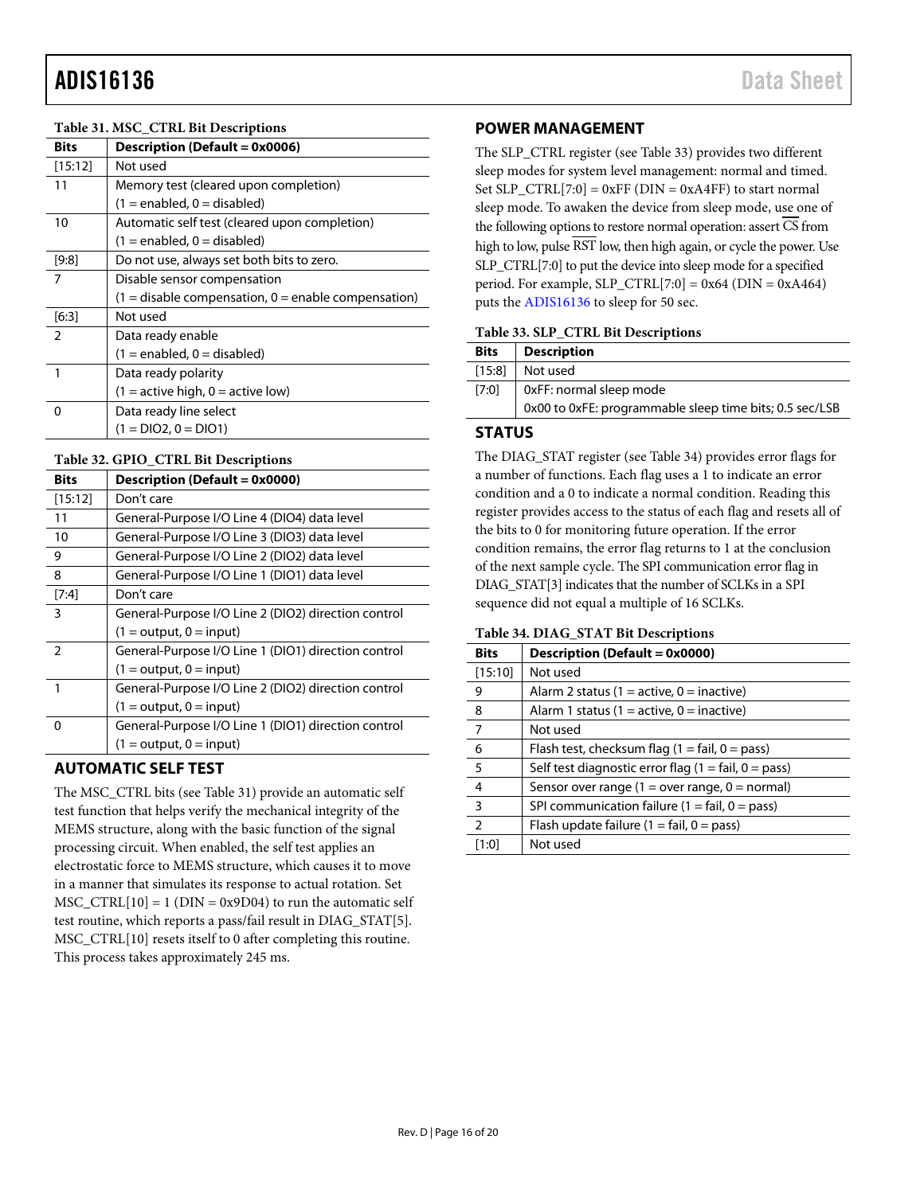Table 31. MSC_CTRL Bit Descriptions

| Bits | Description (Default = 0x0006) |
|---|---|
| [15:12] | Not used |
| 11 | Memory test (cleared upon completion) (1 = enabled, 0 = disabled) |
| 10 | Automatic self test (cleared upon completion) (1 = enabled, 0 = disabled) |
| [9:8] | Do not use, always set both bits to zero. |
| 7 | Disable sensor compensation (1 = disable compensation, 0 = enable compensation) |
| [6:3] | Not used |
| 2 | Data ready enable (1 = enabled, 0 = disabled) |
| 1 | Data ready polarity (1 = active high, 0 = active low) |
| 0 | Data ready line select (1 = DIO2, 0 = DIO1) |

Table 32. GPIO_CTRL Bit Descriptions

| Bits | Description (Default = 0x0000) |
|---|---|
| [15:12] | Don't care |
| 11 | General-Purpose I/O Line 4 (DIO4) data level |
| 10 | General-Purpose I/O Line 3 (DIO3) data level |
| 9 | General-Purpose I/O Line 2 (DIO2) data level |
| 8 | General-Purpose I/O Line 1 (DIO1) data level |
| [7:4] | Don't care |
| 3 | General-Purpose I/O Line 2 (DIO2) direction control (1 = output, 0 = input) |
| 2 | General-Purpose I/O Line 1 (DIO1) direction control (1 = output, 0 = input) |
| 1 | General-Purpose I/O Line 2 (DIO2) direction control (1 = output, 0 = input) |
| 0 | General-Purpose I/O Line 1 (DIO1) direction control (1 = output, 0 = input) |

## AUTOMATIC SELF TEST

The MSC_CTRL bits (see Table 31) provide an automatic self test function that helps verify the mechanical integrity of the MEMS structure, along with the basic function of the signal processing circuit. When enabled, the self test applies an electrostatic force to MEMS structure, which causes it to move in a manner that simulates its response to actual rotation. Set MSC_CTRL[10] = 1 (DIN = 0x9D04) to run the automatic self test routine, which reports a pass/fail result in DIAG_STAT[5]. MSC_CTRL[10] resets itself to 0 after completing this routine. This process takes approximately 245 ms.

## POWER MANAGEMENT

The SLP_CTRL register (see Table 33) provides two different sleep modes for system level management: normal and timed. Set SLP_CTRL[7:0] = 0xFF (DIN = 0xA4FF) to start normal sleep mode. To awaken the device from sleep mode, use one of the following options to restore normal operation: assert $\overline{CS}$ from high to low, pulse $\overline{RST}$ low, then high again, or cycle the power. Use SLP_CTRL[7:0] to put the device into sleep mode for a specified period. For example, SLP_CTRL[7:0] = 0x64 (DIN = 0xA464) puts the ADIS16136 to sleep for 50 sec.

Table 33. SLP_CTRL Bit Descriptions

| Bits | Description |
|---|---|
| [15:8] | Not used |
| [7:0] | 0xFF: normal sleep mode<br>0x00 to 0xFE: programmable sleep time bits; 0.5 sec/LSB |

## STATUS

The DIAG_STAT register (see Table 34) provides error flags for a number of functions. Each flag uses a 1 to indicate an error condition and a 0 to indicate a normal condition. Reading this register provides access to the status of each flag and resets all of the bits to 0 for monitoring future operation. If the error condition remains, the error flag returns to 1 at the conclusion of the next sample cycle. The SPI communication error flag in DIAG_STAT[3] indicates that the number of SCLKs in a SPI sequence did not equal a multiple of 16 SCLKs.

Table 34. DIAG_STAT Bit Descriptions

| Bits | Description (Default = 0x0000) |
|---|---|
| [15:10] | Not used |
| 9 | Alarm 2 status (1 = active, 0 = inactive) |
| 8 | Alarm 1 status (1 = active, 0 = inactive) |
| 7 | Not used |
| 6 | Flash test, checksum flag (1 = fail, 0 = pass) |
| 5 | Self test diagnostic error flag (1 = fail, 0 = pass) |
| 4 | Sensor over range (1 = over range, 0 = normal) |
| 3 | SPI communication failure (1 = fail, 0 = pass) |
| 2 | Flash update failure (1 = fail, 0 = pass) |
| [1:0] | Not used |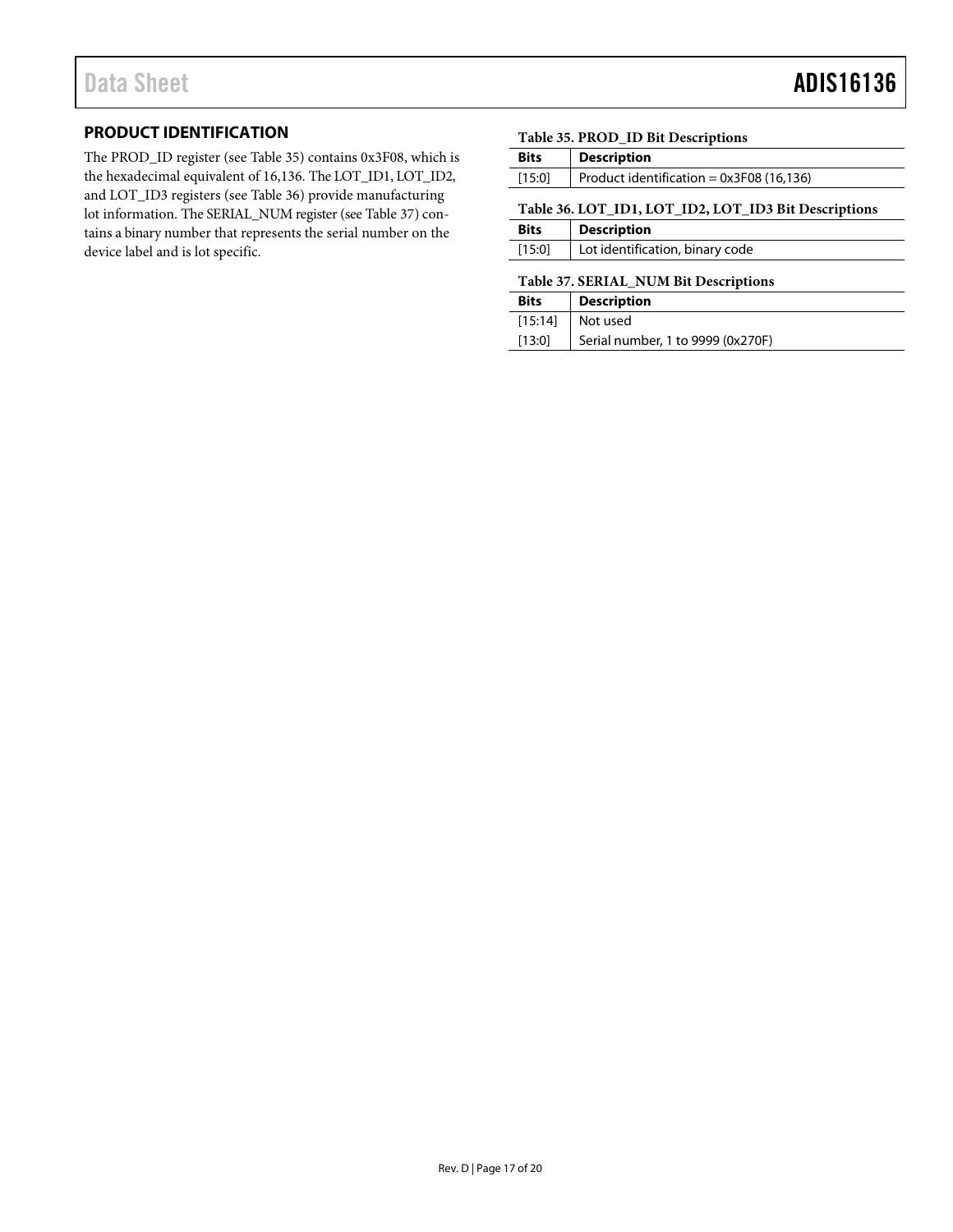## PRODUCT IDENTIFICATION

The PROD_ID register (see Table 35) contains 0x3F08, which is the hexadecimal equivalent of 16,136. The LOT_ID1, LOT_ID2, and LOT_ID3 registers (see Table 36) provide manufacturing lot information. The SERIAL_NUM register (see Table 37) contains a binary number that represents the serial number on the device label and is lot specific.

**Table 35. PROD_ID Bit Descriptions**

| Bits | Description |
|---|---|
| [15:0] | Product identification = 0x3F08 (16,136) |

**Table 36. LOT_ID1, LOT_ID2, LOT_ID3 Bit Descriptions**

| Bits | Description |
|---|---|
| [15:0] | Lot identification, binary code |

**Table 37. SERIAL_NUM Bit Descriptions**

| Bits | Description |
|---|---|
| [15:14] | Not used |
| [13:0] | Serial number, 1 to 9999 (0x270F) |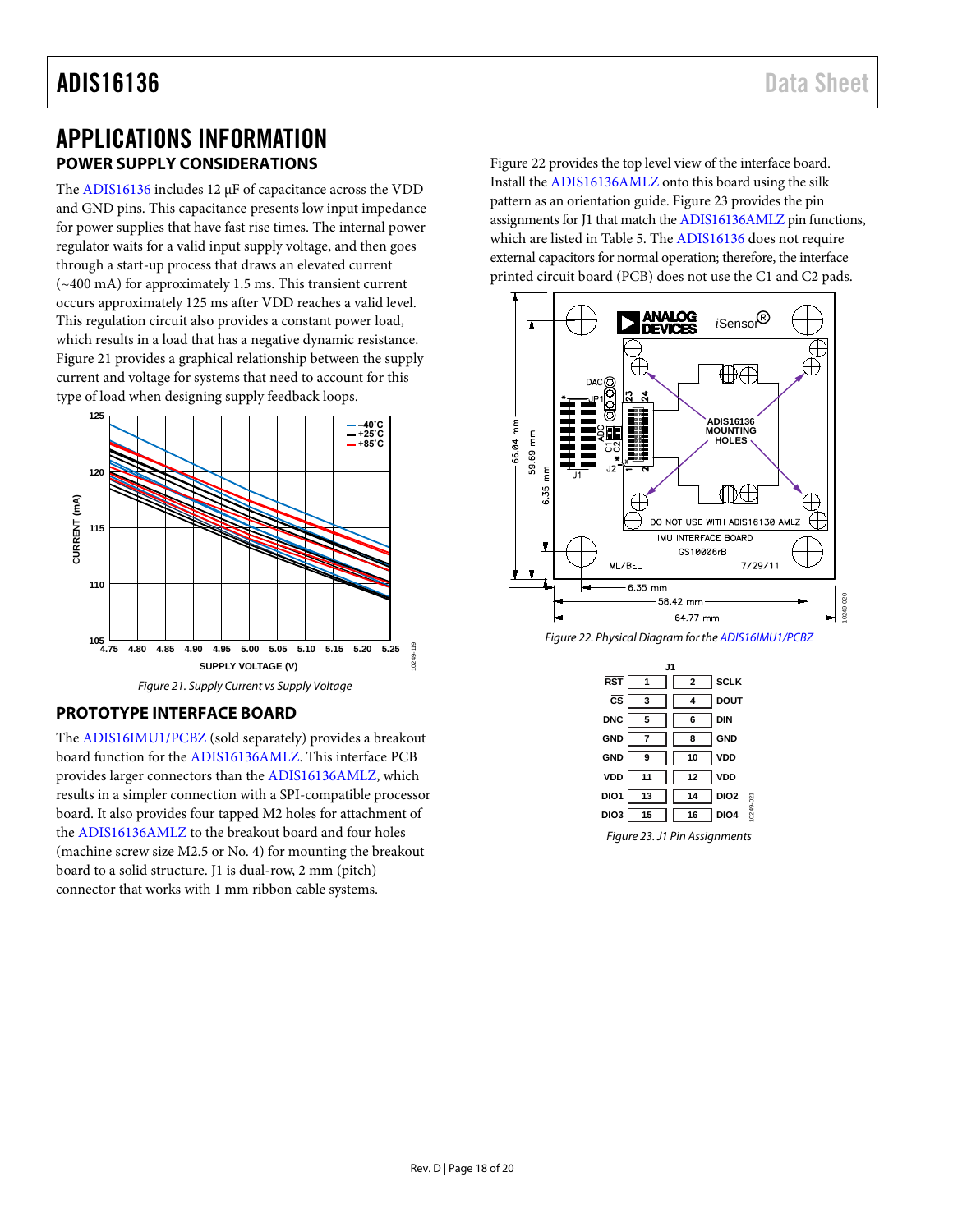# APPLICATIONS INFORMATION

## POWER SUPPLY CONSIDERATIONS

The ADIS16136 includes 12 μF of capacitance across the VDD and GND pins. This capacitance presents low input impedance for power supplies that have fast rise times. The internal power regulator waits for a valid input supply voltage, and then goes through a start-up process that draws an elevated current (~400 mA) for approximately 1.5 ms. This transient current occurs approximately 125 ms after VDD reaches a valid level. This regulation circuit also provides a constant power load, which results in a load that has a negative dynamic resistance. Figure 21 provides a graphical relationship between the supply current and voltage for systems that need to account for this type of load when designing supply feedback loops.

*Figure 21. Supply Current vs Supply Voltage*

## PROTOTYPE INTERFACE BOARD

The ADIS16IMU1/PCBZ (sold separately) provides a breakout board function for the ADIS16136AMLZ. This interface PCB provides larger connectors than the ADIS16136AMLZ, which results in a simpler connection with a SPI-compatible processor board. It also provides four tapped M2 holes for attachment of the ADIS16136AMLZ to the breakout board and four holes (machine screw size M2.5 or No. 4) for mounting the breakout board to a solid structure. J1 is dual-row, 2 mm (pitch) connector that works with 1 mm ribbon cable systems.

Figure 22 provides the top level view of the interface board. Install the ADIS16136AMLZ onto this board using the silk pattern as an orientation guide. Figure 23 provides the pin assignments for J1 that match the ADIS16136AMLZ pin functions, which are listed in Table 5. The ADIS16136 does not require external capacitors for normal operation; therefore, the interface printed circuit board (PCB) does not use the C1 and C2 pads.

*Figure 22. Physical Diagram for the ADIS16IMU1/PCBZ*

| Signal | J1 Pin | J1 Pin | Signal |
|---|---|---|---|
| $\overline{RST}$ | 1 | 2 | SCLK |
| $\overline{CS}$ | 3 | 4 | DOUT |
| DNC | 5 | 6 | DIN |
| GND | 7 | 8 | GND |
| GND | 9 | 10 | VDD |
| VDD | 11 | 12 | VDD |
| DIO1 | 13 | 14 | DIO2 |
| DIO3 | 15 | 16 | DIO4 |

*Figure 23. J1 Pin Assignments*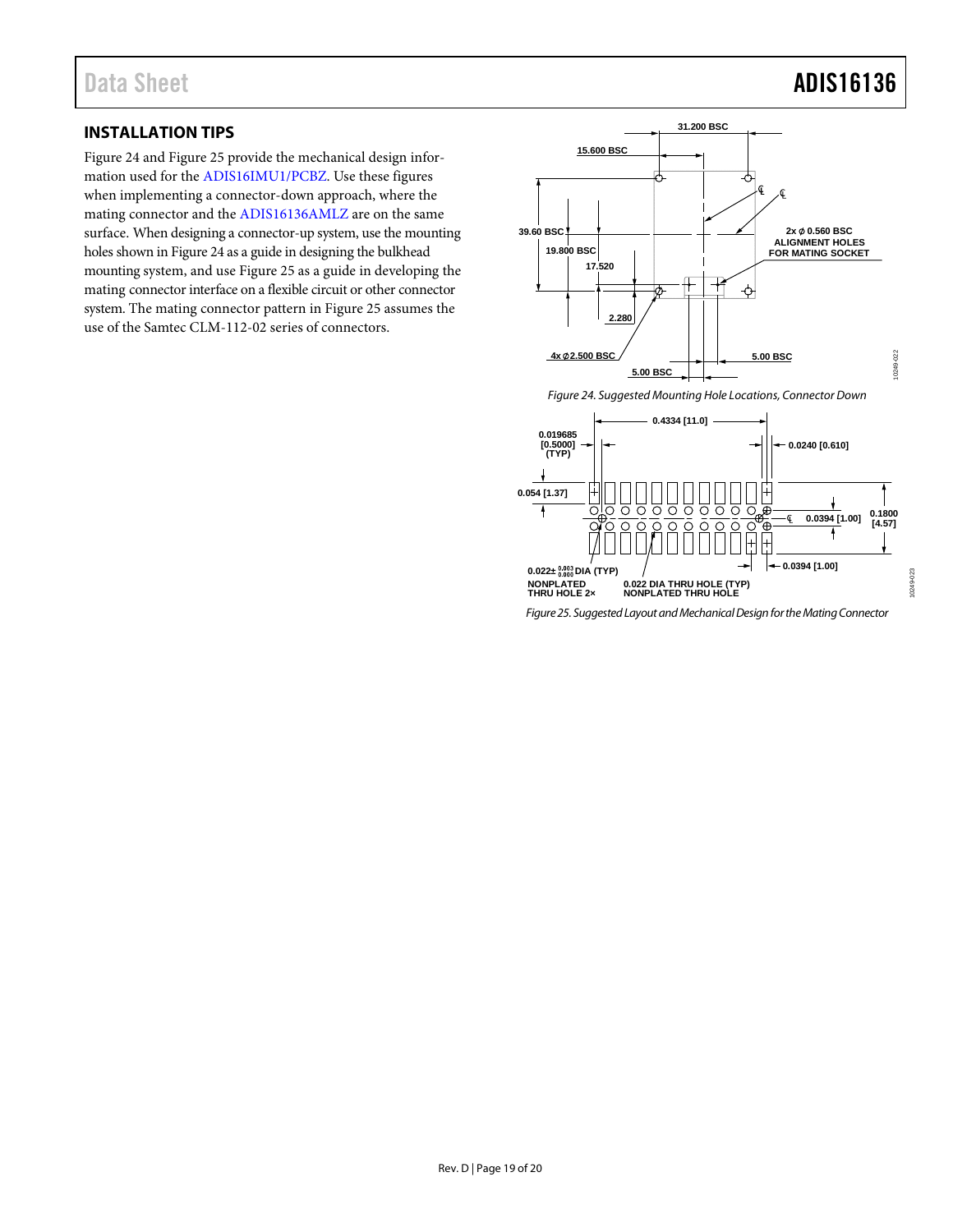## INSTALLATION TIPS

Figure 24 and Figure 25 provide the mechanical design information used for the ADIS16IMU1/PCBZ. Use these figures when implementing a connector-down approach, where the mating connector and the ADIS16136AMLZ are on the same surface. When designing a connector-up system, use the mounting holes shown in Figure 24 as a guide in designing the bulkhead mounting system, and use Figure 25 as a guide in developing the mating connector interface on a flexible circuit or other connector system. The mating connector pattern in Figure 25 assumes the use of the Samtec CLM-112-02 series of connectors.

*Figure 24. Suggested Mounting Hole Locations, Connector Down*

*Figure 25. Suggested Layout and Mechanical Design for the Mating Connector*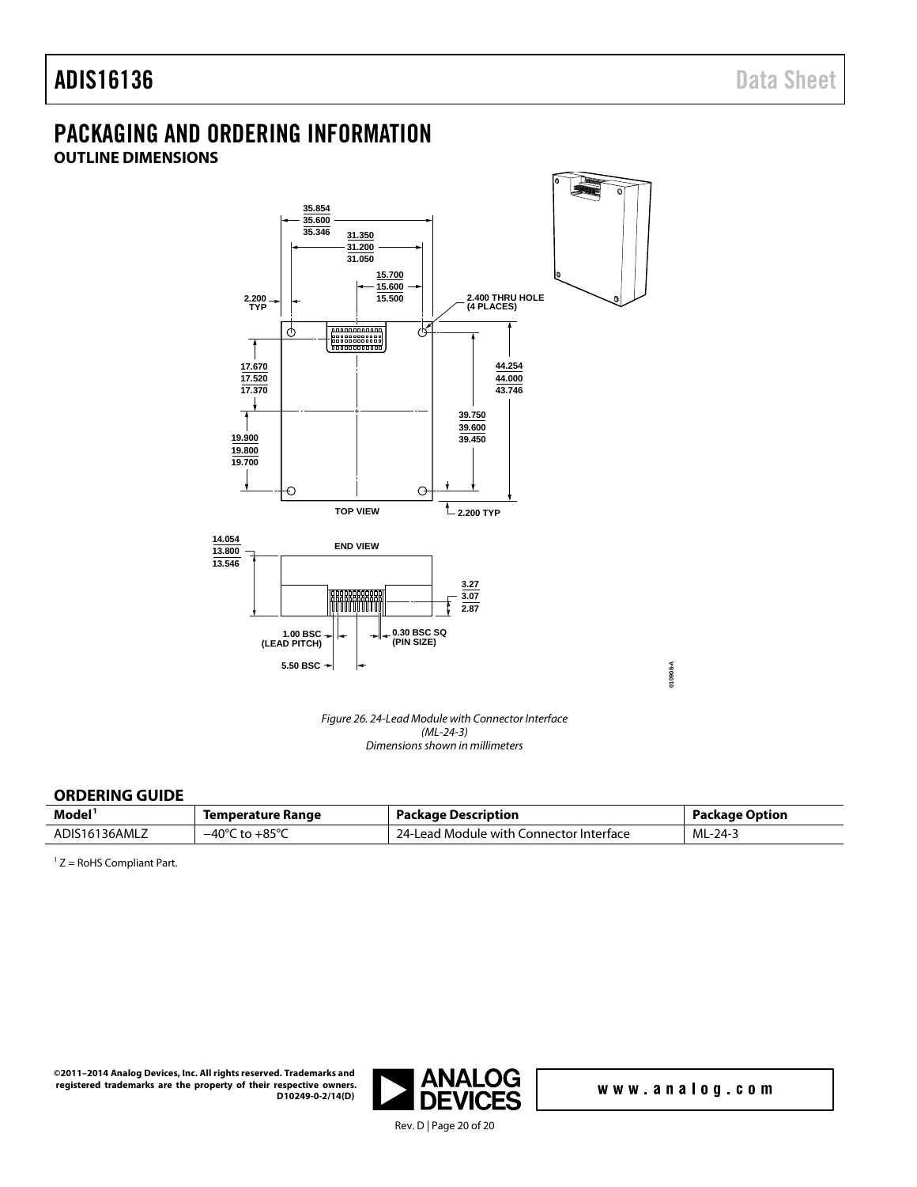# PACKAGING AND ORDERING INFORMATION

## OUTLINE DIMENSIONS

35.854
35.600
35.346

31.350
31.200
31.050

15.700
15.600
15.500

2.200 TYP

2.400 THRU HOLE
(4 PLACES)

17.670
17.520
17.370

44.254
44.000
43.746

39.750
39.600
39.450

19.900
19.800
19.700

TOP VIEW

2.200 TYP

14.054
13.800
13.546

END VIEW

3.27
3.07
2.87

1.00 BSC
(LEAD PITCH)

0.30 BSC SQ
(PIN SIZE)

5.50 BSC

010908-A

*Figure 26. 24-Lead Module with Connector Interface*
*(ML-24-3)*
*Dimensions shown in millimeters*

## ORDERING GUIDE

| Model[1] | Temperature Range | Package Description | Package Option |
|---|---|---|---|
| ADIS16136AMLZ | −40°C to +85°C | 24-Lead Module with Connector Interface | ML-24-3 |

[1] Z = RoHS Compliant Part.

©2011–2014 Analog Devices, Inc. All rights reserved. Trademarks and registered trademarks are the property of their respective owners.
D10249-0-2/14(D)

www.analog.com